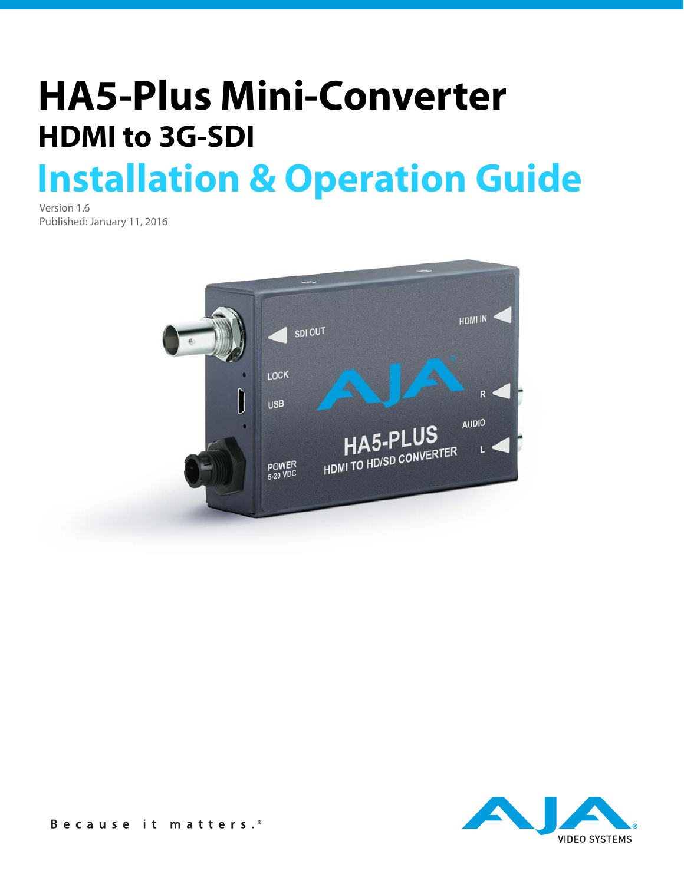# HA5-Plus Mini-Converter

## HDMI to 3G-SDI

# Installation & Operation Guide

Version 1.6
Published: January 11, 2016

B e c a u s e i t m a t t e r s .®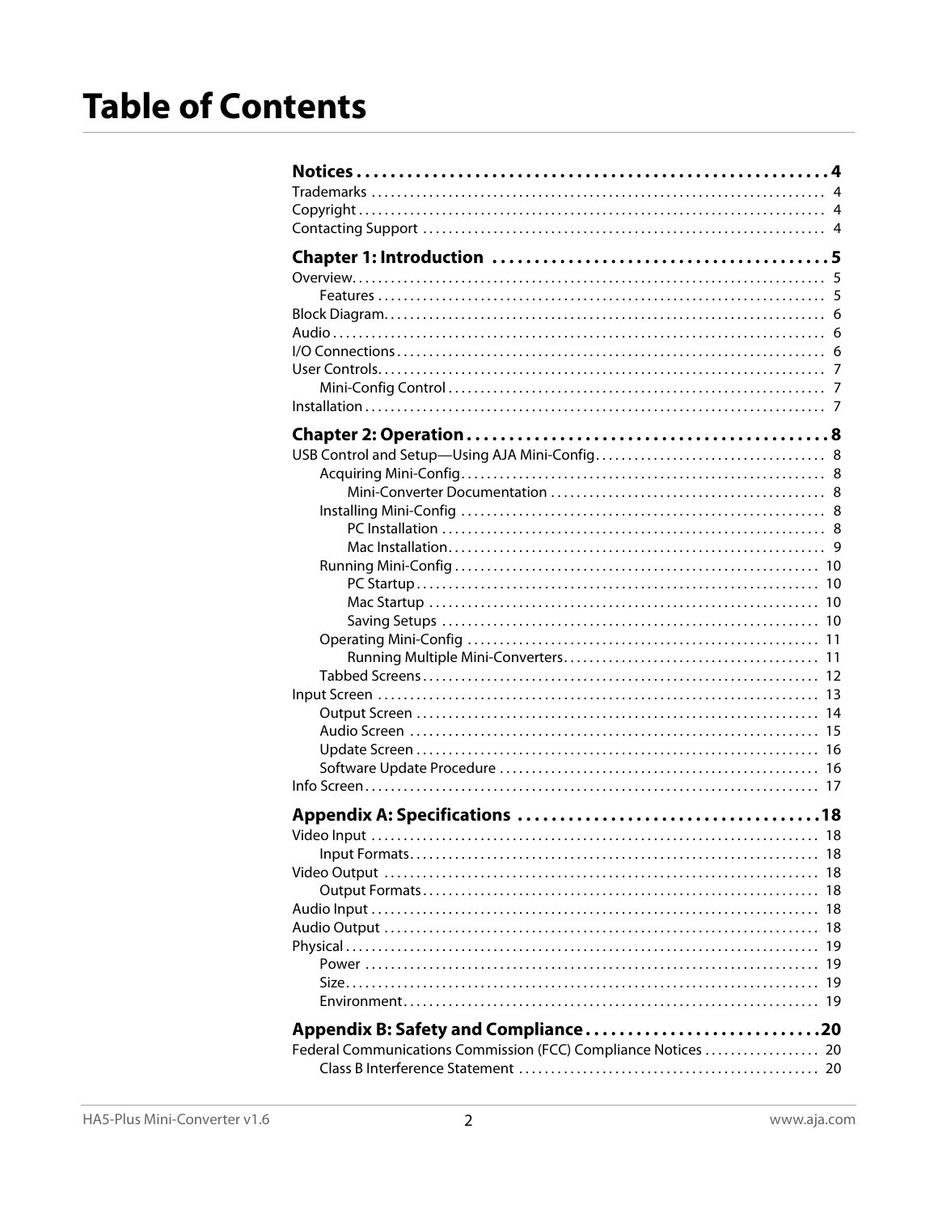# Table of Contents

**Notices . . . . . . . . . . 4**

Trademarks . . . . . . . . . . 4
Copyright . . . . . . . . . . 4
Contacting Support . . . . . . . . . . 4

**Chapter 1: Introduction . . . . . . . . . . 5**

Overview . . . . . . . . . . 5
- Features . . . . . . . . . . 5

Block Diagram . . . . . . . . . . 6
Audio . . . . . . . . . . 6
I/O Connections . . . . . . . . . . 6
User Controls . . . . . . . . . . 7
- Mini-Config Control . . . . . . . . . . 7

Installation . . . . . . . . . . 7

**Chapter 2: Operation . . . . . . . . . . 8**

USB Control and Setup—Using AJA Mini-Config . . . . . . . . . . 8
- Acquiring Mini-Config . . . . . . . . . . 8
  - Mini-Converter Documentation . . . . . . . . . . 8
- Installing Mini-Config . . . . . . . . . . 8
  - PC Installation . . . . . . . . . . 8
  - Mac Installation . . . . . . . . . . 9
- Running Mini-Config . . . . . . . . . . 10
  - PC Startup . . . . . . . . . . 10
  - Mac Startup . . . . . . . . . . 10
  - Saving Setups . . . . . . . . . . 10
- Operating Mini-Config . . . . . . . . . . 11
  - Running Multiple Mini-Converters . . . . . . . . . . 11
- Tabbed Screens . . . . . . . . . . 12

Input Screen . . . . . . . . . . 13
- Output Screen . . . . . . . . . . 14
- Audio Screen . . . . . . . . . . 15
- Update Screen . . . . . . . . . . 16
- Software Update Procedure . . . . . . . . . . 16

Info Screen . . . . . . . . . . 17

**Appendix A: Specifications . . . . . . . . . . 18**

Video Input . . . . . . . . . . 18
- Input Formats . . . . . . . . . . 18

Video Output . . . . . . . . . . 18
- Output Formats . . . . . . . . . . 18

Audio Input . . . . . . . . . . 18
Audio Output . . . . . . . . . . 18
Physical . . . . . . . . . . 19
- Power . . . . . . . . . . 19
- Size . . . . . . . . . . 19
- Environment . . . . . . . . . . 19

**Appendix B: Safety and Compliance . . . . . . . . . . 20**

Federal Communications Commission (FCC) Compliance Notices . . . . . . . . . . 20
- Class B Interference Statement . . . . . . . . . . 20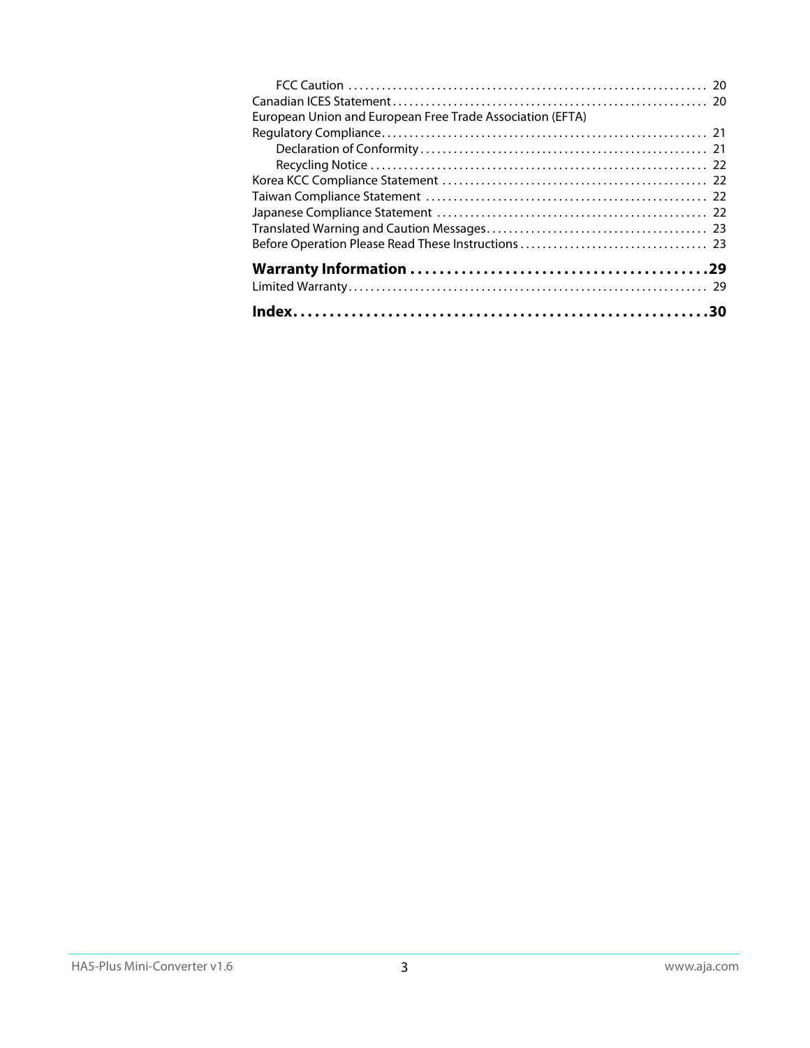FCC Caution . . . . . . . . . . . . . . . . . . . . . . . . . . . . . . . . . . . . . . . . . . . . . . . . . . . . . . . . . . . . . . . 20
Canadian ICES Statement . . . . . . . . . . . . . . . . . . . . . . . . . . . . . . . . . . . . . . . . . . . . . . . . . . . . . . . . . . 20
European Union and European Free Trade Association (EFTA)
Regulatory Compliance . . . . . . . . . . . . . . . . . . . . . . . . . . . . . . . . . . . . . . . . . . . . . . . . . . . . . . . . . . . 21
Declaration of Conformity . . . . . . . . . . . . . . . . . . . . . . . . . . . . . . . . . . . . . . . . . . . . . . . . . . . 21
Recycling Notice . . . . . . . . . . . . . . . . . . . . . . . . . . . . . . . . . . . . . . . . . . . . . . . . . . . . . . . . . . . 22
Korea KCC Compliance Statement . . . . . . . . . . . . . . . . . . . . . . . . . . . . . . . . . . . . . . . . . . . . . . . . 22
Taiwan Compliance Statement . . . . . . . . . . . . . . . . . . . . . . . . . . . . . . . . . . . . . . . . . . . . . . . . . . . 22
Japanese Compliance Statement . . . . . . . . . . . . . . . . . . . . . . . . . . . . . . . . . . . . . . . . . . . . . . . . . 22
Translated Warning and Caution Messages . . . . . . . . . . . . . . . . . . . . . . . . . . . . . . . . . . . . . . . . 23
Before Operation Please Read These Instructions . . . . . . . . . . . . . . . . . . . . . . . . . . . . . . . . . . 23

**Warranty Information . . . . . . . . . . . . . . . . . . . . . . . . . . . . . . . . . . . . . . . . 29**
Limited Warranty . . . . . . . . . . . . . . . . . . . . . . . . . . . . . . . . . . . . . . . . . . . . . . . . . . . . . . . . . . . . . . . . 29

**Index . . . . . . . . . . . . . . . . . . . . . . . . . . . . . . . . . . . . . . . . . . . . . . . . . . . . . . 30**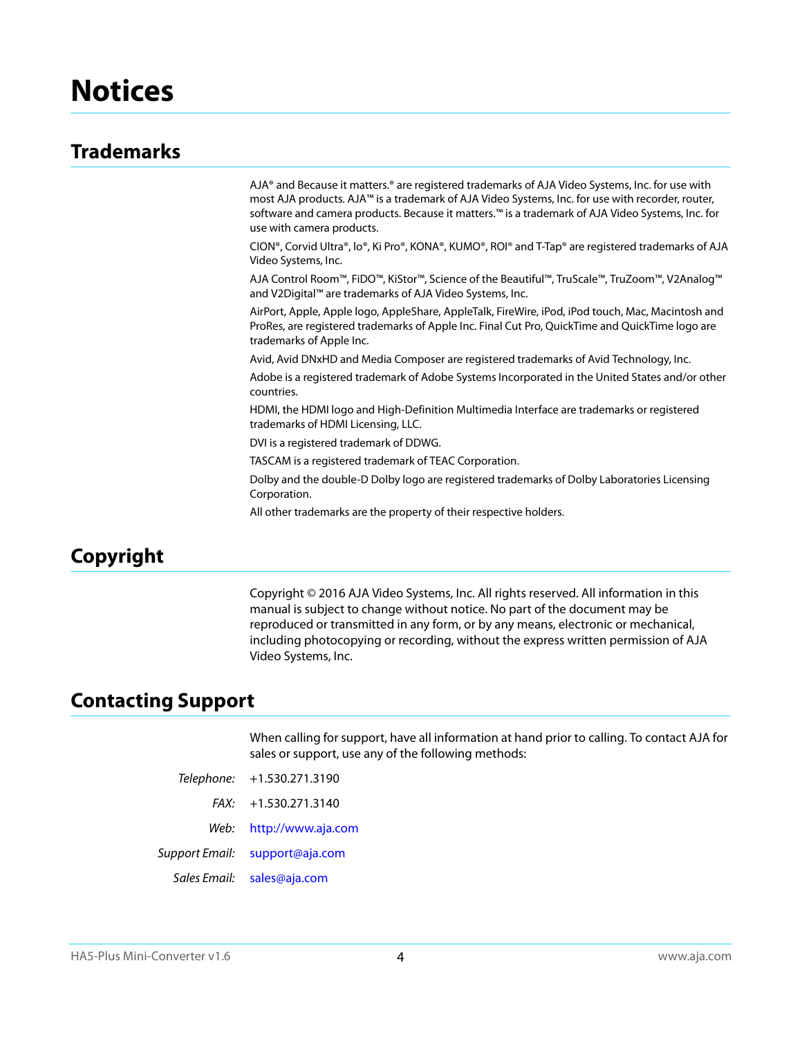# Notices

## Trademarks

AJA® and Because it matters.® are registered trademarks of AJA Video Systems, Inc. for use with most AJA products. AJA™ is a trademark of AJA Video Systems, Inc. for use with recorder, router, software and camera products. Because it matters.™ is a trademark of AJA Video Systems, Inc. for use with camera products.

CION®, Corvid Ultra®, lo®, Ki Pro®, KONA®, KUMO®, ROI® and T-Tap® are registered trademarks of AJA Video Systems, Inc.

AJA Control Room™, FiDO™, KiStor™, Science of the Beautiful™, TruScale™, TruZoom™, V2Analog™ and V2Digital™ are trademarks of AJA Video Systems, Inc.

AirPort, Apple, Apple logo, AppleShare, AppleTalk, FireWire, iPod, iPod touch, Mac, Macintosh and ProRes, are registered trademarks of Apple Inc. Final Cut Pro, QuickTime and QuickTime logo are trademarks of Apple Inc.

Avid, Avid DNxHD and Media Composer are registered trademarks of Avid Technology, Inc.

Adobe is a registered trademark of Adobe Systems Incorporated in the United States and/or other countries.

HDMI, the HDMI logo and High-Definition Multimedia Interface are trademarks or registered trademarks of HDMI Licensing, LLC.

DVI is a registered trademark of DDWG.

TASCAM is a registered trademark of TEAC Corporation.

Dolby and the double-D Dolby logo are registered trademarks of Dolby Laboratories Licensing Corporation.

All other trademarks are the property of their respective holders.

## Copyright

Copyright © 2016 AJA Video Systems, Inc. All rights reserved. All information in this manual is subject to change without notice. No part of the document may be reproduced or transmitted in any form, or by any means, electronic or mechanical, including photocopying or recording, without the express written permission of AJA Video Systems, Inc.

## Contacting Support

When calling for support, have all information at hand prior to calling. To contact AJA for sales or support, use any of the following methods:

*Telephone:* +1.530.271.3190

*FAX:* +1.530.271.3140

*Web:* http://www.aja.com

*Support Email:* support@aja.com

*Sales Email:* sales@aja.com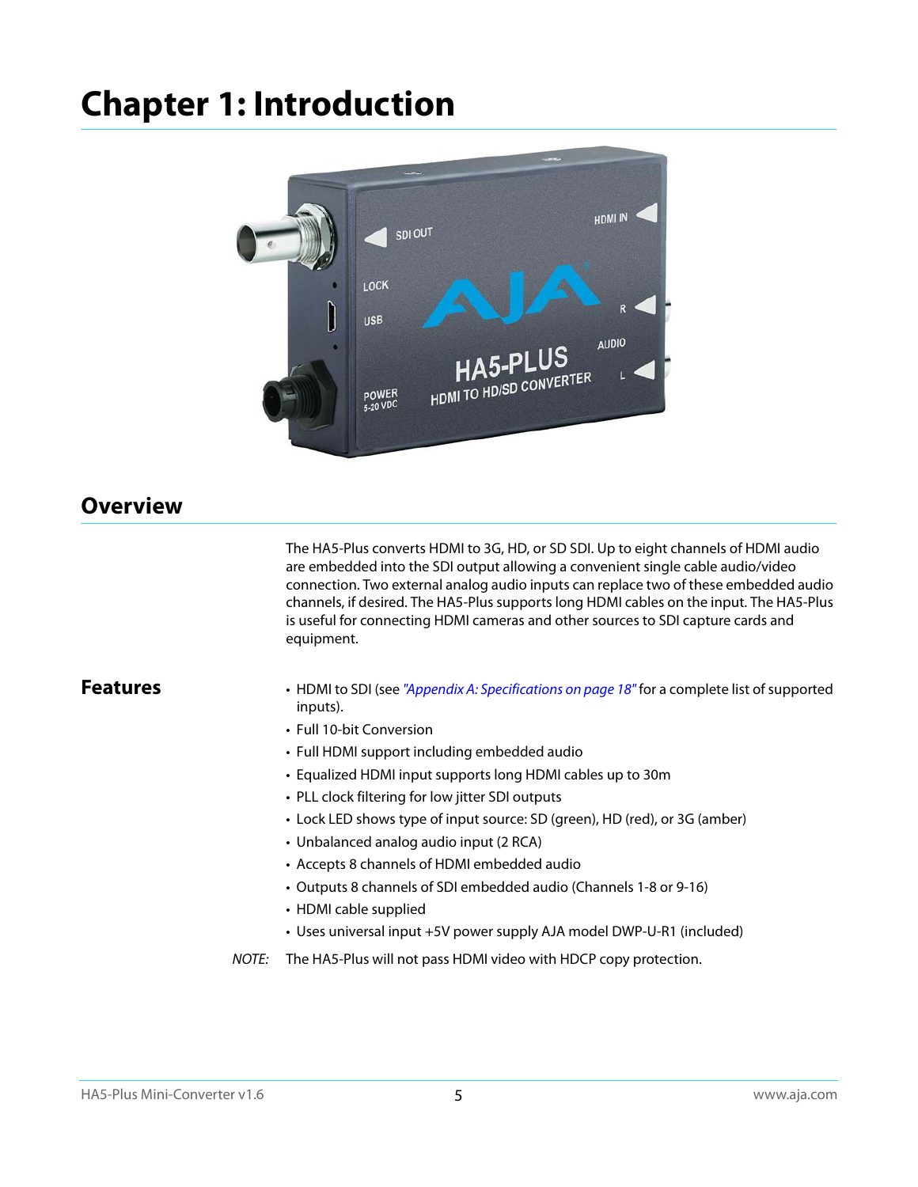# Chapter 1: Introduction

## Overview

The HA5-Plus converts HDMI to 3G, HD, or SD SDI. Up to eight channels of HDMI audio are embedded into the SDI output allowing a convenient single cable audio/video connection. Two external analog audio inputs can replace two of these embedded audio channels, if desired. The HA5-Plus supports long HDMI cables on the input. The HA5-Plus is useful for connecting HDMI cameras and other sources to SDI capture cards and equipment.

## Features

- HDMI to SDI (see *"Appendix A: Specifications on page 18"* for a complete list of supported inputs).
- Full 10-bit Conversion
- Full HDMI support including embedded audio
- Equalized HDMI input supports long HDMI cables up to 30m
- PLL clock filtering for low jitter SDI outputs
- Lock LED shows type of input source: SD (green), HD (red), or 3G (amber)
- Unbalanced analog audio input (2 RCA)
- Accepts 8 channels of HDMI embedded audio
- Outputs 8 channels of SDI embedded audio (Channels 1-8 or 9-16)
- HDMI cable supplied
- Uses universal input +5V power supply AJA model DWP-U-R1 (included)

*NOTE:* The HA5-Plus will not pass HDMI video with HDCP copy protection.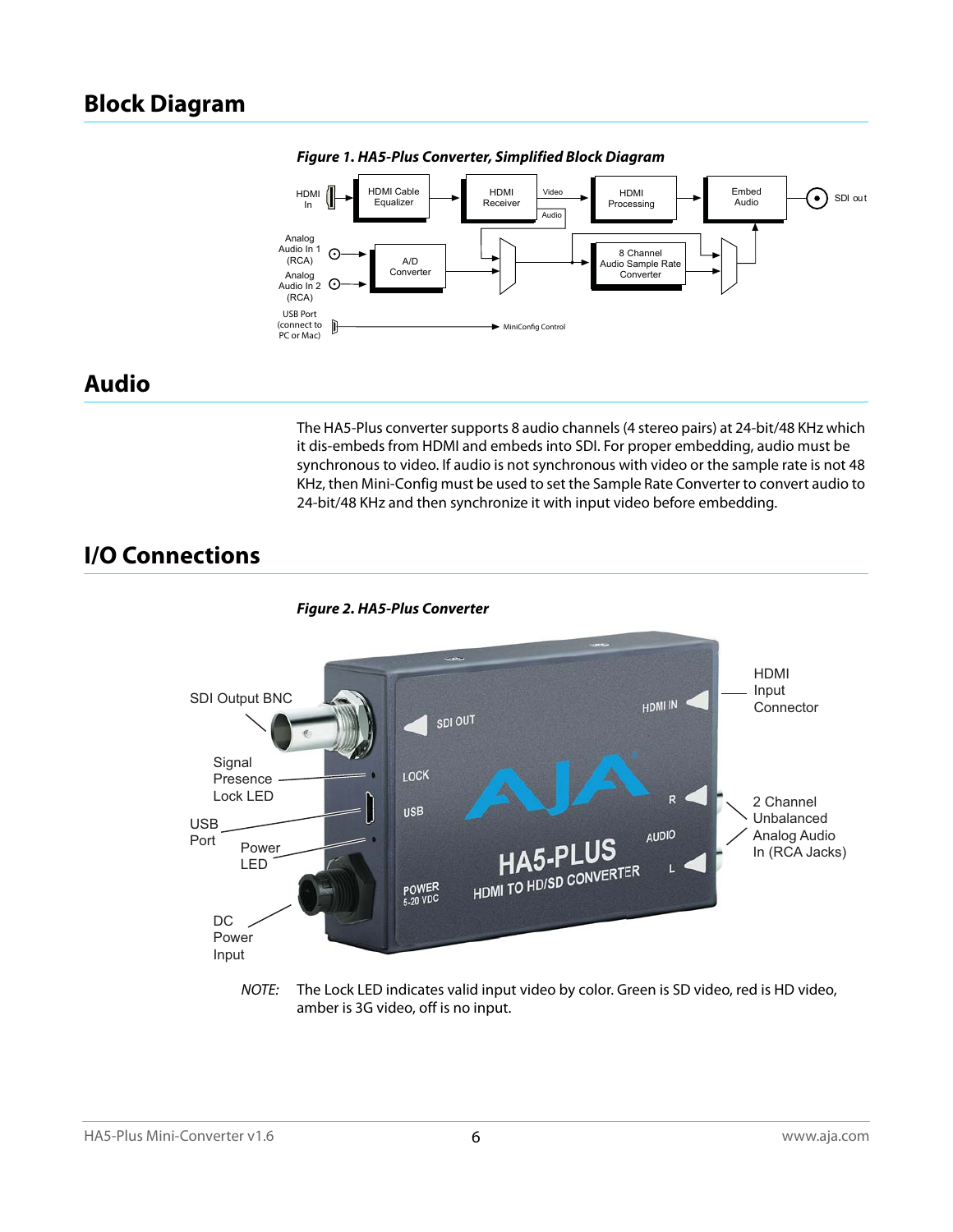## Block Diagram

*Figure 1. HA5-Plus Converter, Simplified Block Diagram*

## Audio

The HA5-Plus converter supports 8 audio channels (4 stereo pairs) at 24-bit/48 KHz which it dis-embeds from HDMI and embeds into SDI. For proper embedding, audio must be synchronous to video. If audio is not synchronous with video or the sample rate is not 48 KHz, then Mini-Config must be used to set the Sample Rate Converter to convert audio to 24-bit/48 KHz and then synchronize it with input video before embedding.

## I/O Connections

*Figure 2. HA5-Plus Converter*

*NOTE:* The Lock LED indicates valid input video by color. Green is SD video, red is HD video, amber is 3G video, off is no input.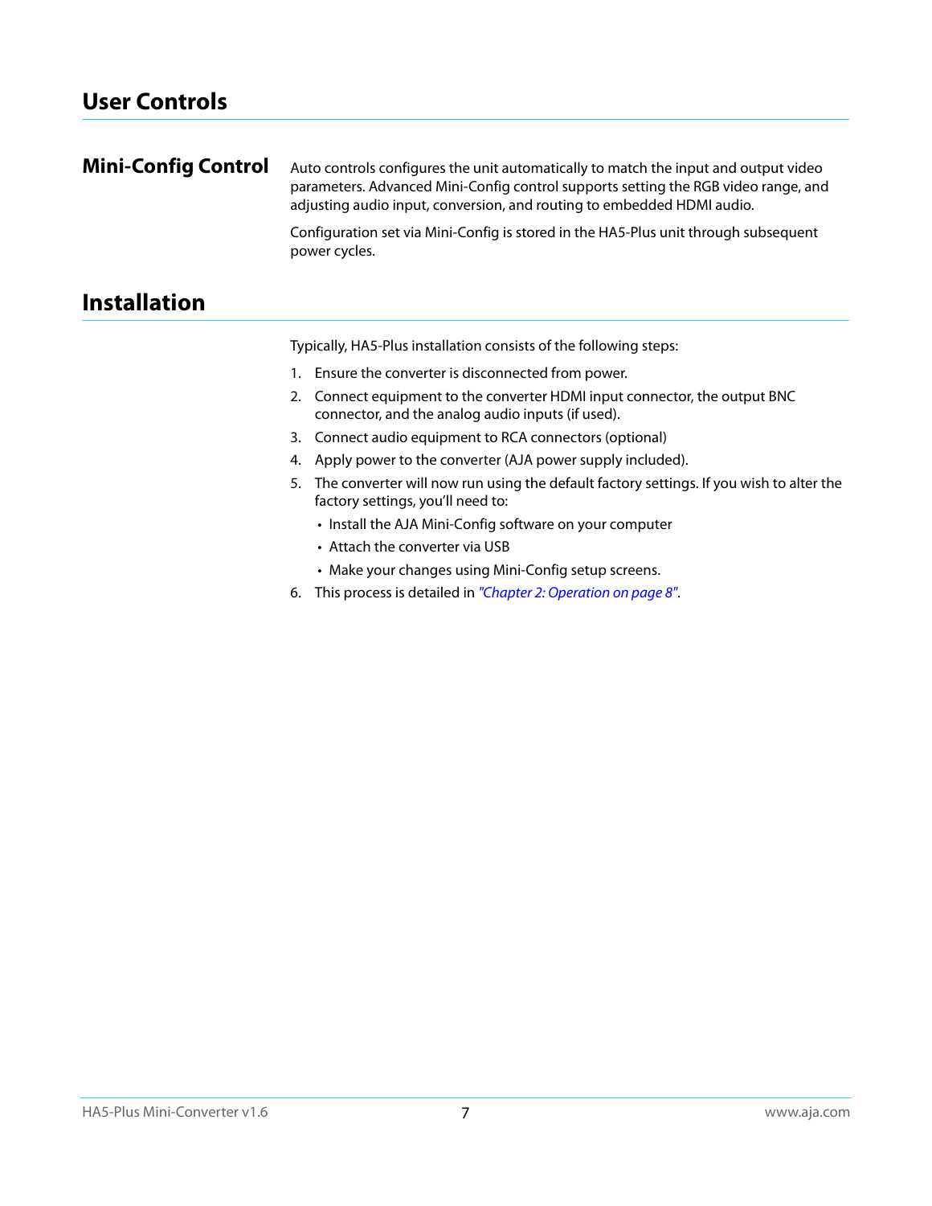## User Controls

### Mini-Config Control

Auto controls configures the unit automatically to match the input and output video parameters. Advanced Mini-Config control supports setting the RGB video range, and adjusting audio input, conversion, and routing to embedded HDMI audio.

Configuration set via Mini-Config is stored in the HA5-Plus unit through subsequent power cycles.

## Installation

Typically, HA5-Plus installation consists of the following steps:

1. Ensure the converter is disconnected from power.
2. Connect equipment to the converter HDMI input connector, the output BNC connector, and the analog audio inputs (if used).
3. Connect audio equipment to RCA connectors (optional)
4. Apply power to the converter (AJA power supply included).
5. The converter will now run using the default factory settings. If you wish to alter the factory settings, you'll need to:
   - Install the AJA Mini-Config software on your computer
   - Attach the converter via USB
   - Make your changes using Mini-Config setup screens.
6. This process is detailed in *"Chapter 2: Operation on page 8"*.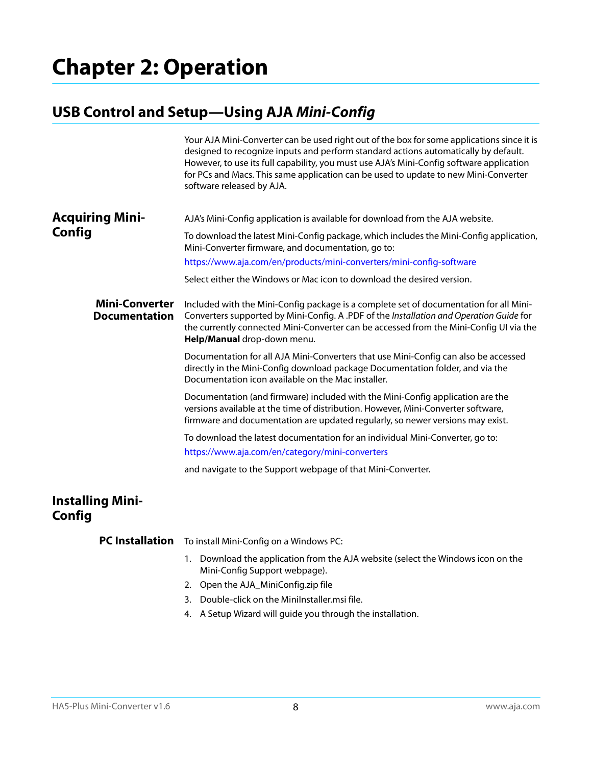# Chapter 2: Operation

## USB Control and Setup—Using AJA *Mini-Config*

Your AJA Mini-Converter can be used right out of the box for some applications since it is designed to recognize inputs and perform standard actions automatically by default. However, to use its full capability, you must use AJA's Mini-Config software application for PCs and Macs. This same application can be used to update to new Mini-Converter software released by AJA.

### Acquiring Mini-Config

AJA's Mini-Config application is available for download from the AJA website.

To download the latest Mini-Config package, which includes the Mini-Config application, Mini-Converter firmware, and documentation, go to:

https://www.aja.com/en/products/mini-converters/mini-config-software

Select either the Windows or Mac icon to download the desired version.

#### Mini-Converter Documentation

Included with the Mini-Config package is a complete set of documentation for all Mini-Converters supported by Mini-Config. A .PDF of the *Installation and Operation Guide* for the currently connected Mini-Converter can be accessed from the Mini-Config UI via the **Help/Manual** drop-down menu.

Documentation for all AJA Mini-Converters that use Mini-Config can also be accessed directly in the Mini-Config download package Documentation folder, and via the Documentation icon available on the Mac installer.

Documentation (and firmware) included with the Mini-Config application are the versions available at the time of distribution. However, Mini-Converter software, firmware and documentation are updated regularly, so newer versions may exist.

To download the latest documentation for an individual Mini-Converter, go to:

https://www.aja.com/en/category/mini-converters

and navigate to the Support webpage of that Mini-Converter.

### Installing Mini-Config

#### PC Installation

To install Mini-Config on a Windows PC:

1. Download the application from the AJA website (select the Windows icon on the Mini-Config Support webpage).
2. Open the AJA_MiniConfig.zip file
3. Double-click on the MiniInstaller.msi file.
4. A Setup Wizard will guide you through the installation.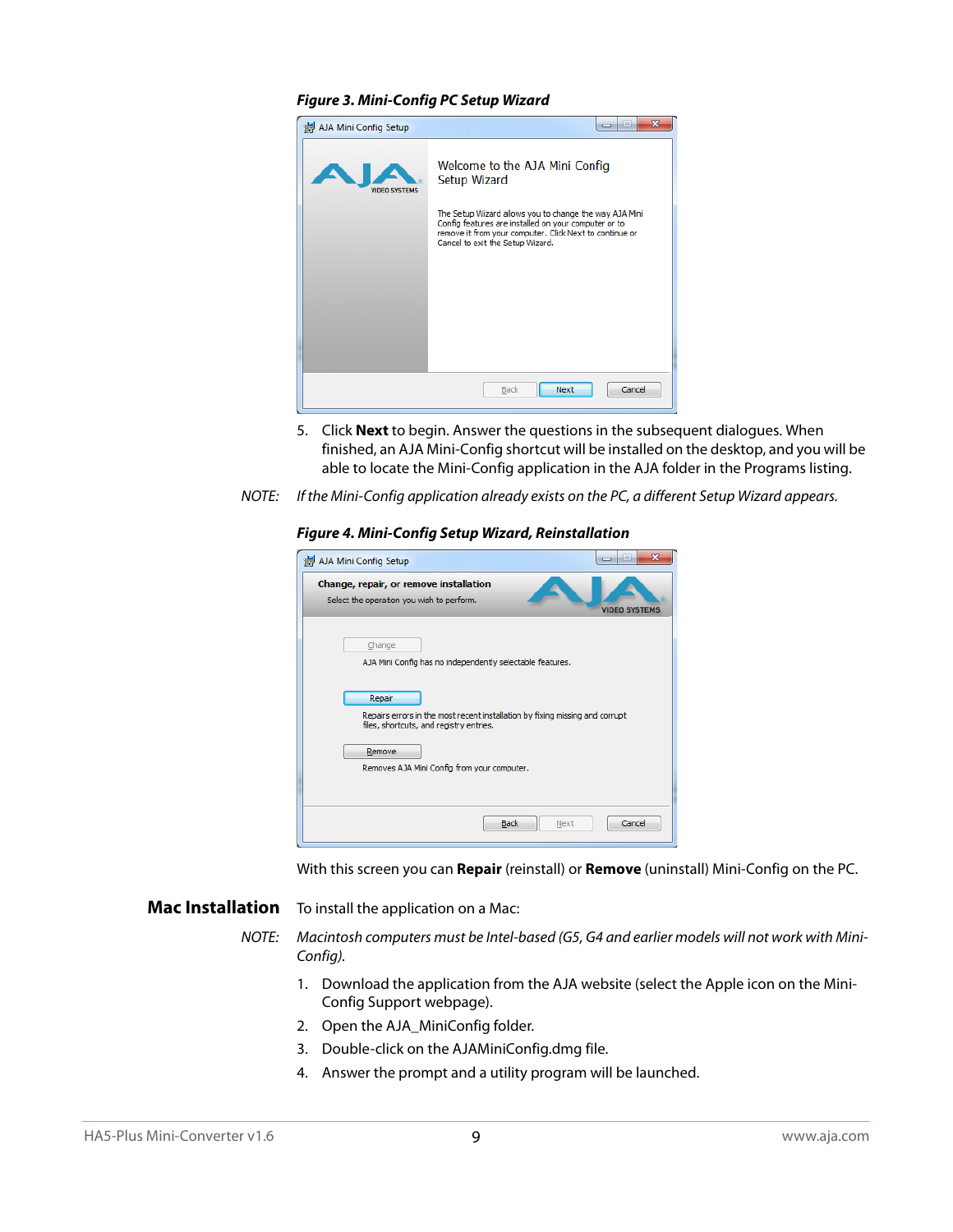*Figure 3. Mini-Config PC Setup Wizard*

5. Click **Next** to begin. Answer the questions in the subsequent dialogues. When finished, an AJA Mini-Config shortcut will be installed on the desktop, and you will be able to locate the Mini-Config application in the AJA folder in the Programs listing.

NOTE: *If the Mini-Config application already exists on the PC, a different Setup Wizard appears.*

*Figure 4. Mini-Config Setup Wizard, Reinstallation*

With this screen you can **Repair** (reinstall) or **Remove** (uninstall) Mini-Config on the PC.

## Mac Installation

To install the application on a Mac:

NOTE: *Macintosh computers must be Intel-based (G5, G4 and earlier models will not work with Mini-Config).*

1. Download the application from the AJA website (select the Apple icon on the Mini-Config Support webpage).
2. Open the AJA_MiniConfig folder.
3. Double-click on the AJAMiniConfig.dmg file.
4. Answer the prompt and a utility program will be launched.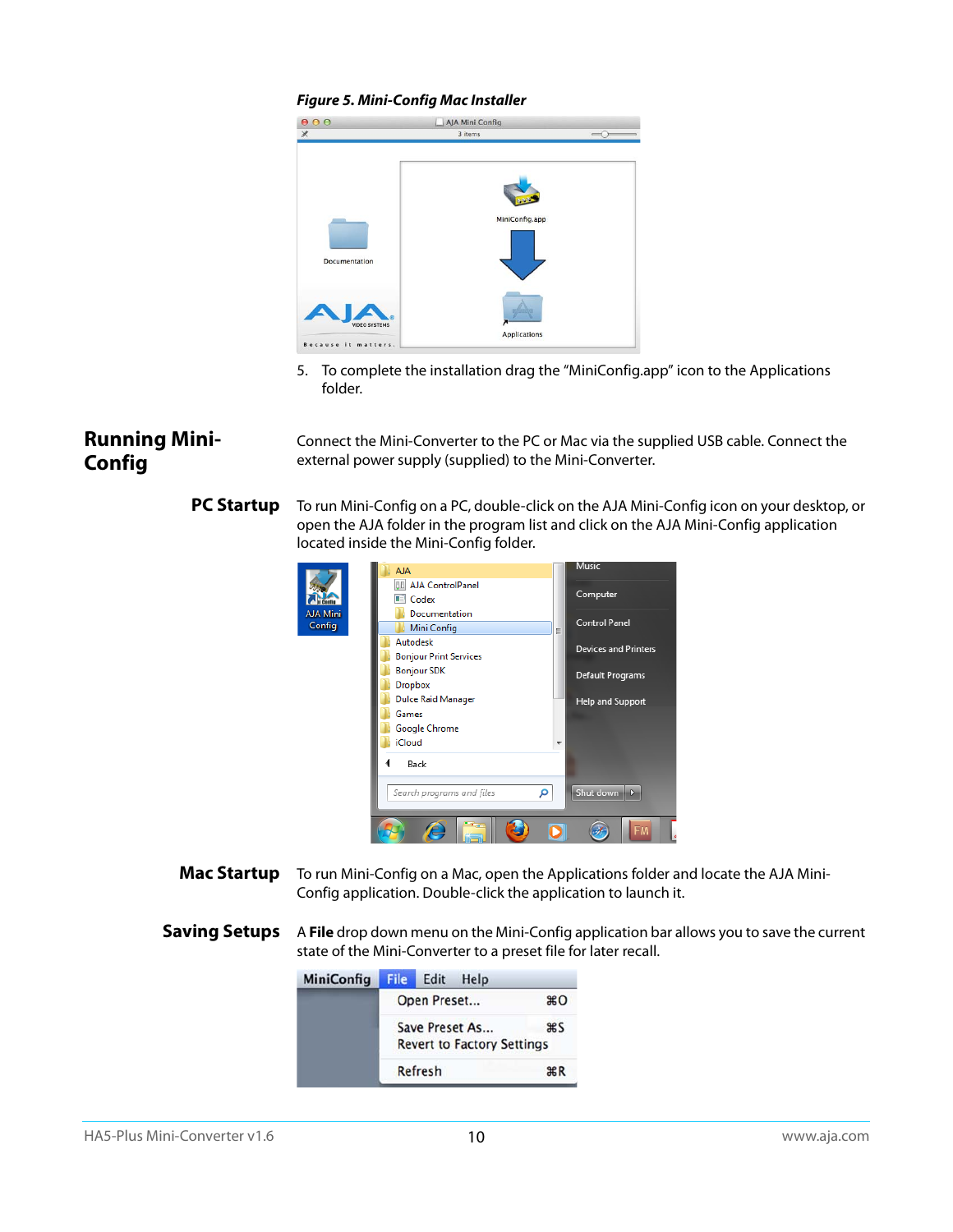***Figure 5. Mini-Config Mac Installer***

5. To complete the installation drag the "MiniConfig.app" icon to the Applications folder.

## Running Mini-Config

Connect the Mini-Converter to the PC or Mac via the supplied USB cable. Connect the external power supply (supplied) to the Mini-Converter.

### PC Startup

To run Mini-Config on a PC, double-click on the AJA Mini-Config icon on your desktop, or open the AJA folder in the program list and click on the AJA Mini-Config application located inside the Mini-Config folder.

### Mac Startup

To run Mini-Config on a Mac, open the Applications folder and locate the AJA Mini-Config application. Double-click the application to launch it.

### Saving Setups

A **File** drop down menu on the Mini-Config application bar allows you to save the current state of the Mini-Converter to a preset file for later recall.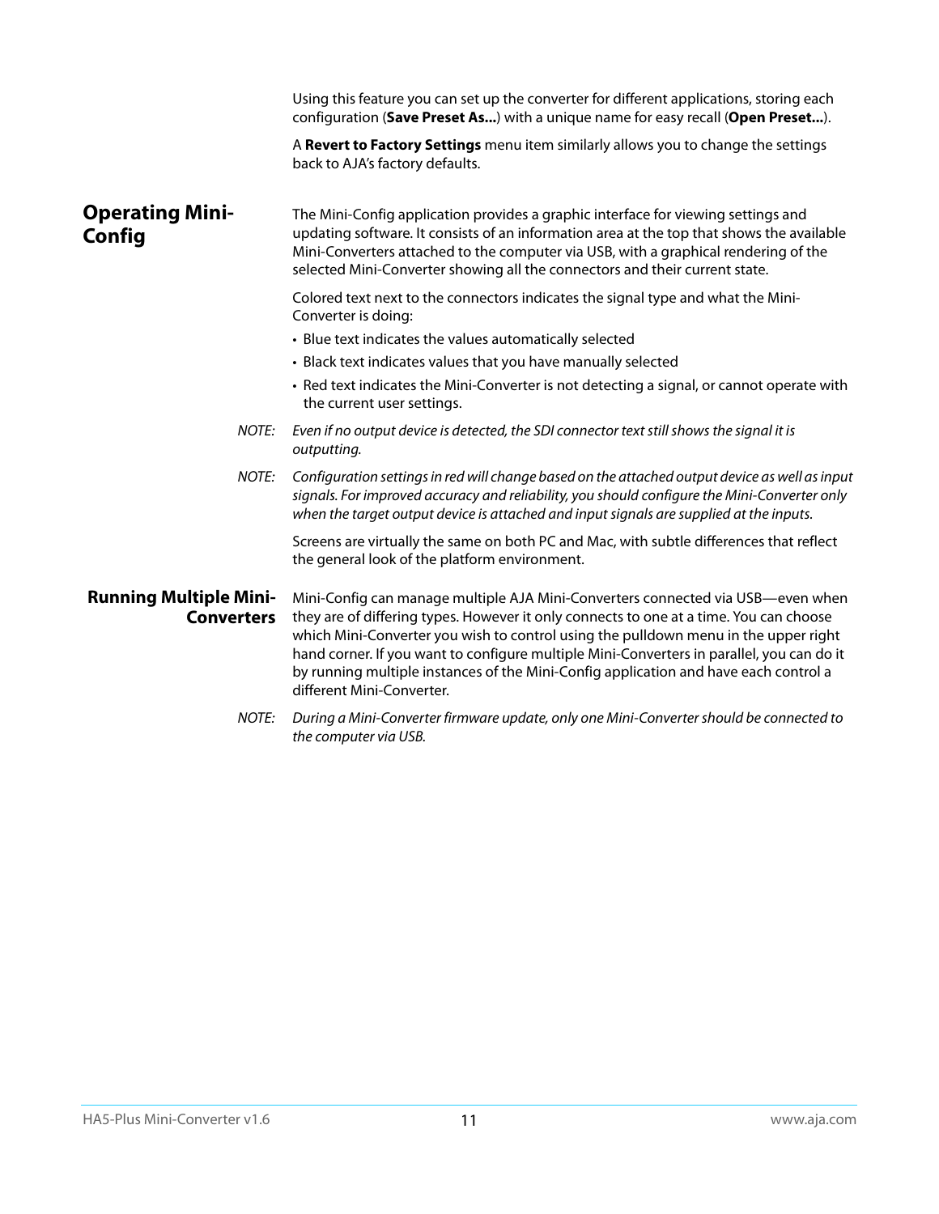Using this feature you can set up the converter for different applications, storing each configuration (**Save Preset As...**) with a unique name for easy recall (**Open Preset...**).

A **Revert to Factory Settings** menu item similarly allows you to change the settings back to AJA's factory defaults.

## Operating Mini-Config

The Mini-Config application provides a graphic interface for viewing settings and updating software. It consists of an information area at the top that shows the available Mini-Converters attached to the computer via USB, with a graphical rendering of the selected Mini-Converter showing all the connectors and their current state.

Colored text next to the connectors indicates the signal type and what the Mini-Converter is doing:

- Blue text indicates the values automatically selected
- Black text indicates values that you have manually selected
- Red text indicates the Mini-Converter is not detecting a signal, or cannot operate with the current user settings.

*NOTE: Even if no output device is detected, the SDI connector text still shows the signal it is outputting.*

*NOTE: Configuration settings in red will change based on the attached output device as well as input signals. For improved accuracy and reliability, you should configure the Mini-Converter only when the target output device is attached and input signals are supplied at the inputs.*

Screens are virtually the same on both PC and Mac, with subtle differences that reflect the general look of the platform environment.

### Running Multiple Mini-Converters

Mini-Config can manage multiple AJA Mini-Converters connected via USB—even when they are of differing types. However it only connects to one at a time. You can choose which Mini-Converter you wish to control using the pulldown menu in the upper right hand corner. If you want to configure multiple Mini-Converters in parallel, you can do it by running multiple instances of the Mini-Config application and have each control a different Mini-Converter.

*NOTE: During a Mini-Converter firmware update, only one Mini-Converter should be connected to the computer via USB.*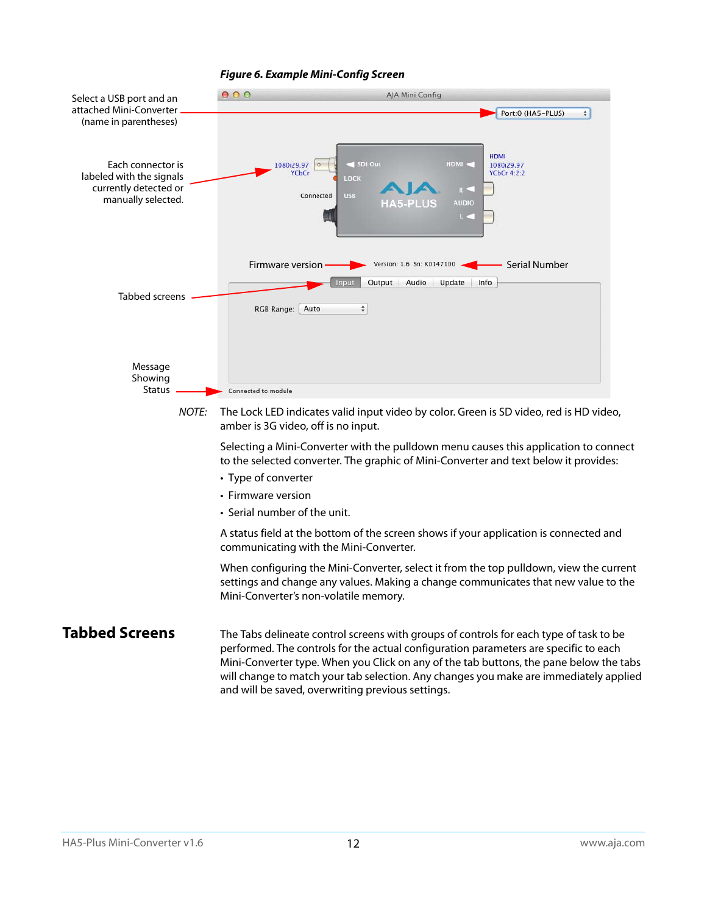***Figure 6. Example Mini-Config Screen***

Select a USB port and an attached Mini-Converter (name in parentheses)

Each connector is labeled with the signals currently detected or manually selected.

Tabbed screens

Message Showing Status

Firmware version

Serial Number

*NOTE:* The Lock LED indicates valid input video by color. Green is SD video, red is HD video, amber is 3G video, off is no input.

Selecting a Mini-Converter with the pulldown menu causes this application to connect to the selected converter. The graphic of Mini-Converter and text below it provides:

- Type of converter
- Firmware version
- Serial number of the unit.

A status field at the bottom of the screen shows if your application is connected and communicating with the Mini-Converter.

When configuring the Mini-Converter, select it from the top pulldown, view the current settings and change any values. Making a change communicates that new value to the Mini-Converter's non-volatile memory.

## Tabbed Screens

The Tabs delineate control screens with groups of controls for each type of task to be performed. The controls for the actual configuration parameters are specific to each Mini-Converter type. When you Click on any of the tab buttons, the pane below the tabs will change to match your tab selection. Any changes you make are immediately applied and will be saved, overwriting previous settings.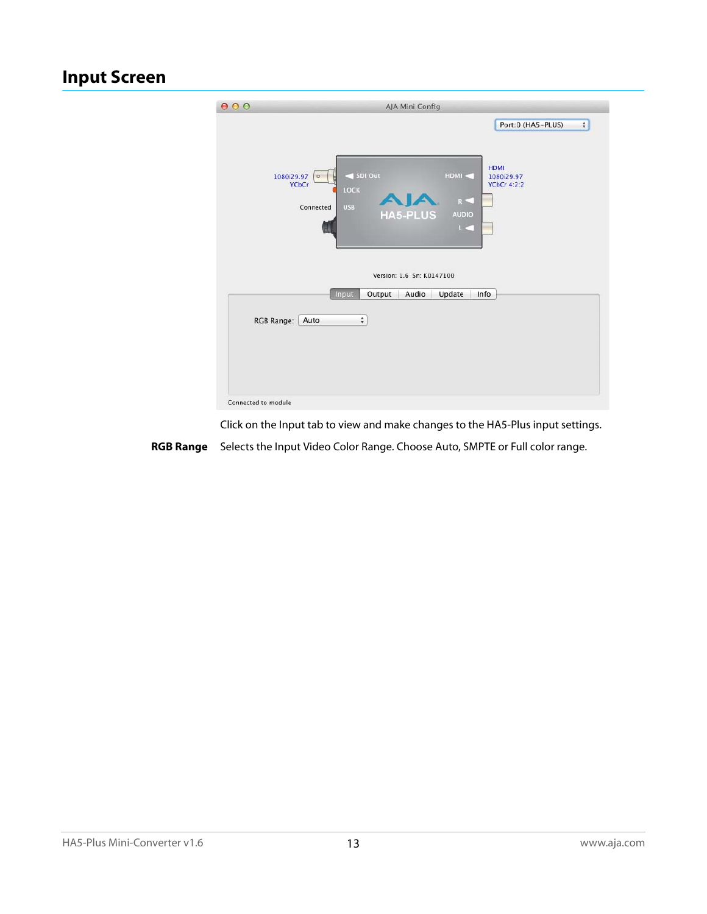## Input Screen

Click on the Input tab to view and make changes to the HA5-Plus input settings.

**RGB Range** Selects the Input Video Color Range. Choose Auto, SMPTE or Full color range.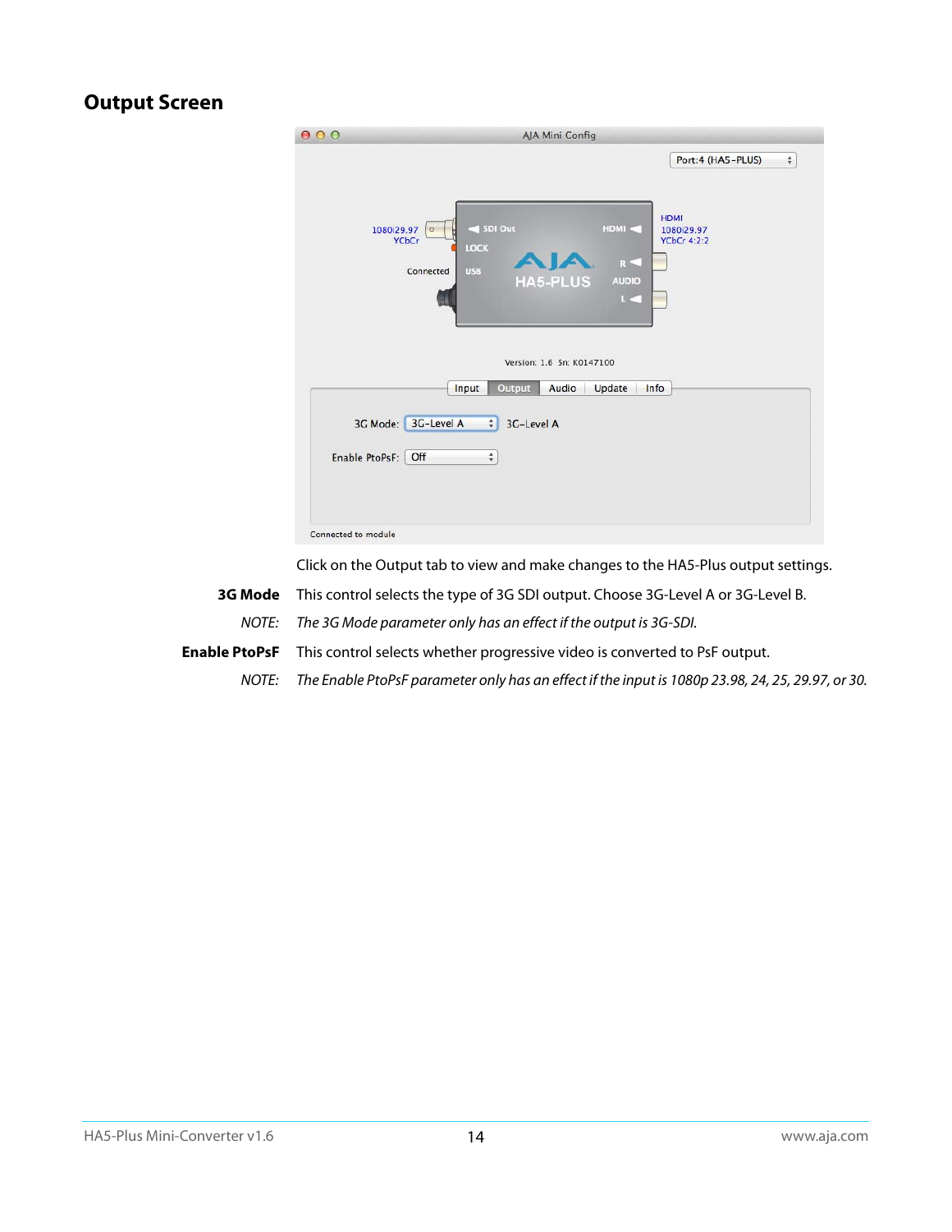## Output Screen

Click on the Output tab to view and make changes to the HA5-Plus output settings.

**3G Mode** This control selects the type of 3G SDI output. Choose 3G-Level A or 3G-Level B.

*NOTE: The 3G Mode parameter only has an effect if the output is 3G-SDI.*

**Enable PtoPsF** This control selects whether progressive video is converted to PsF output.

*NOTE: The Enable PtoPsF parameter only has an effect if the input is 1080p 23.98, 24, 25, 29.97, or 30.*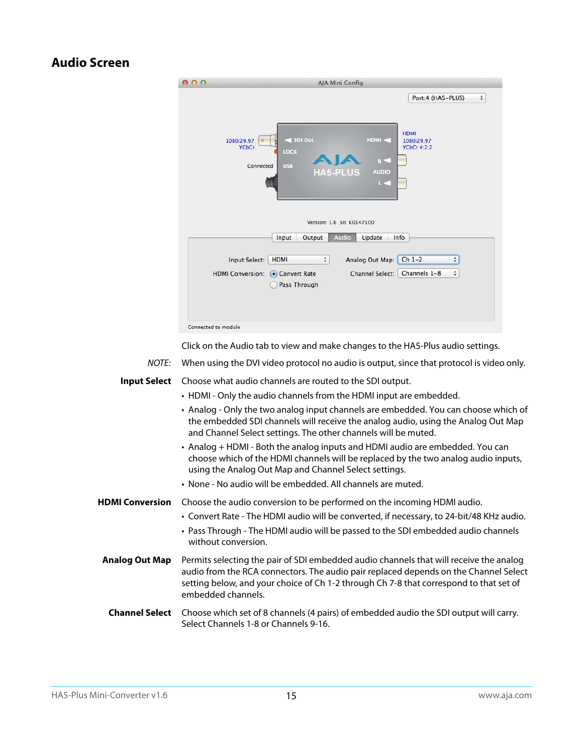## Audio Screen

Click on the Audio tab to view and make changes to the HA5-Plus audio settings.

*NOTE:* When using the DVI video protocol no audio is output, since that protocol is video only.

**Input Select** Choose what audio channels are routed to the SDI output.

- HDMI - Only the audio channels from the HDMI input are embedded.
- Analog - Only the two analog input channels are embedded. You can choose which of the embedded SDI channels will receive the analog audio, using the Analog Out Map and Channel Select settings. The other channels will be muted.
- Analog + HDMI - Both the analog inputs and HDMI audio are embedded. You can choose which of the HDMI channels will be replaced by the two analog audio inputs, using the Analog Out Map and Channel Select settings.
- None - No audio will be embedded. All channels are muted.

**HDMI Conversion** Choose the audio conversion to be performed on the incoming HDMI audio.

- Convert Rate - The HDMI audio will be converted, if necessary, to 24-bit/48 KHz audio.
- Pass Through - The HDMI audio will be passed to the SDI embedded audio channels without conversion.

**Analog Out Map** Permits selecting the pair of SDI embedded audio channels that will receive the analog audio from the RCA connectors. The audio pair replaced depends on the Channel Select setting below, and your choice of Ch 1-2 through Ch 7-8 that correspond to that set of embedded channels.

**Channel Select** Choose which set of 8 channels (4 pairs) of embedded audio the SDI output will carry. Select Channels 1-8 or Channels 9-16.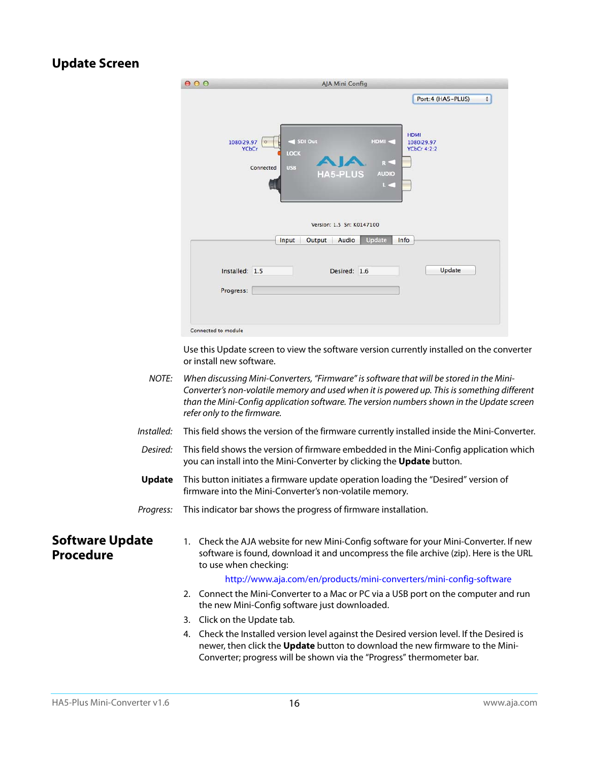## Update Screen

Use this Update screen to view the software version currently installed on the converter or install new software.

*NOTE:* *When discussing Mini-Converters, “Firmware” is software that will be stored in the Mini-Converter’s non-volatile memory and used when it is powered up. This is something different than the Mini-Config application software. The version numbers shown in the Update screen refer only to the firmware.*

*Installed:* This field shows the version of the firmware currently installed inside the Mini-Converter.

*Desired:* This field shows the version of firmware embedded in the Mini-Config application which you can install into the Mini-Converter by clicking the **Update** button.

**Update** This button initiates a firmware update operation loading the “Desired” version of firmware into the Mini-Converter’s non-volatile memory.

*Progress:* This indicator bar shows the progress of firmware installation.

## Software Update Procedure

1. Check the AJA website for new Mini-Config software for your Mini-Converter. If new software is found, download it and uncompress the file archive (zip). Here is the URL to use when checking:

   http://www.aja.com/en/products/mini-converters/mini-config-software

2. Connect the Mini-Converter to a Mac or PC via a USB port on the computer and run the new Mini-Config software just downloaded.
3. Click on the Update tab.
4. Check the Installed version level against the Desired version level. If the Desired is newer, then click the **Update** button to download the new firmware to the Mini-Converter; progress will be shown via the “Progress” thermometer bar.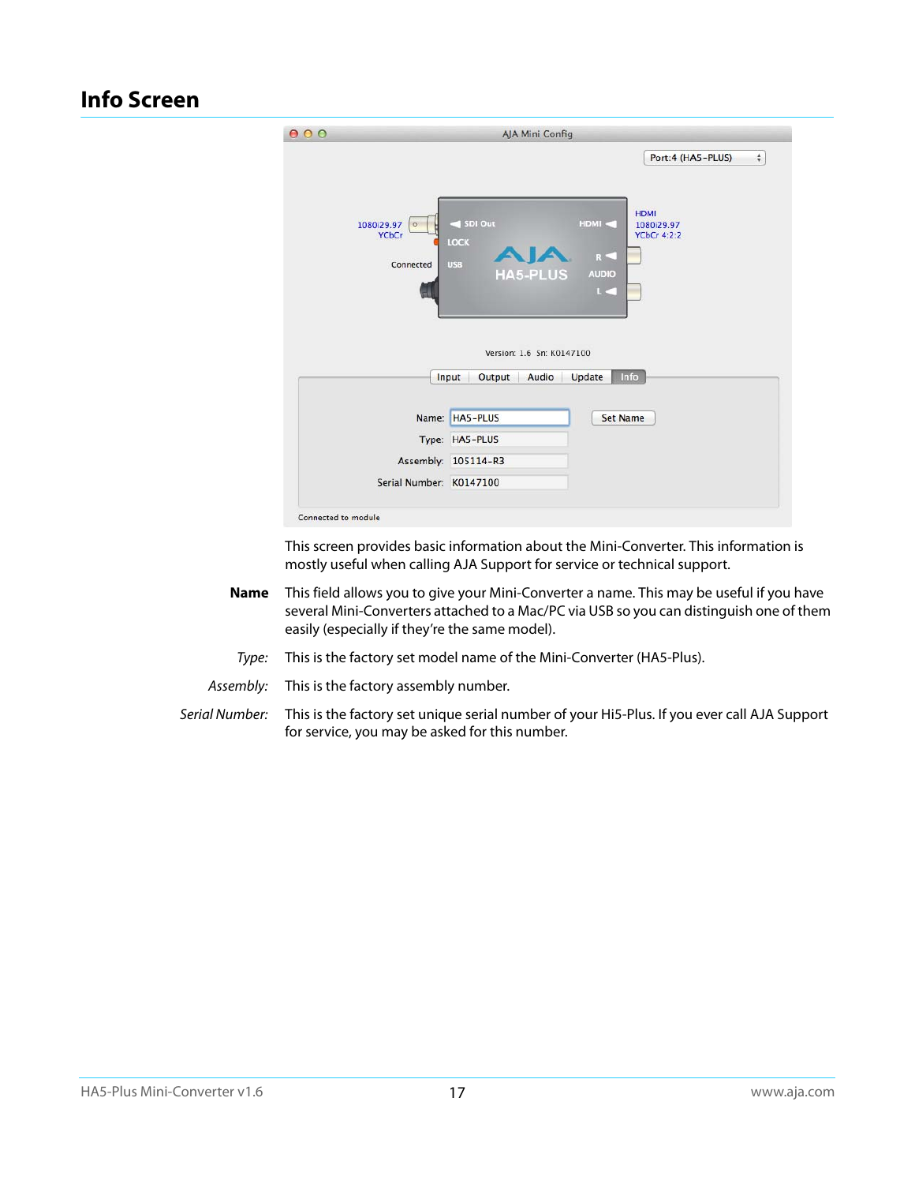## Info Screen

This screen provides basic information about the Mini-Converter. This information is mostly useful when calling AJA Support for service or technical support.

**Name** This field allows you to give your Mini-Converter a name. This may be useful if you have several Mini-Converters attached to a Mac/PC via USB so you can distinguish one of them easily (especially if they're the same model).

*Type:* This is the factory set model name of the Mini-Converter (HA5-Plus).

*Assembly:* This is the factory assembly number.

*Serial Number:* This is the factory set unique serial number of your Hi5-Plus. If you ever call AJA Support for service, you may be asked for this number.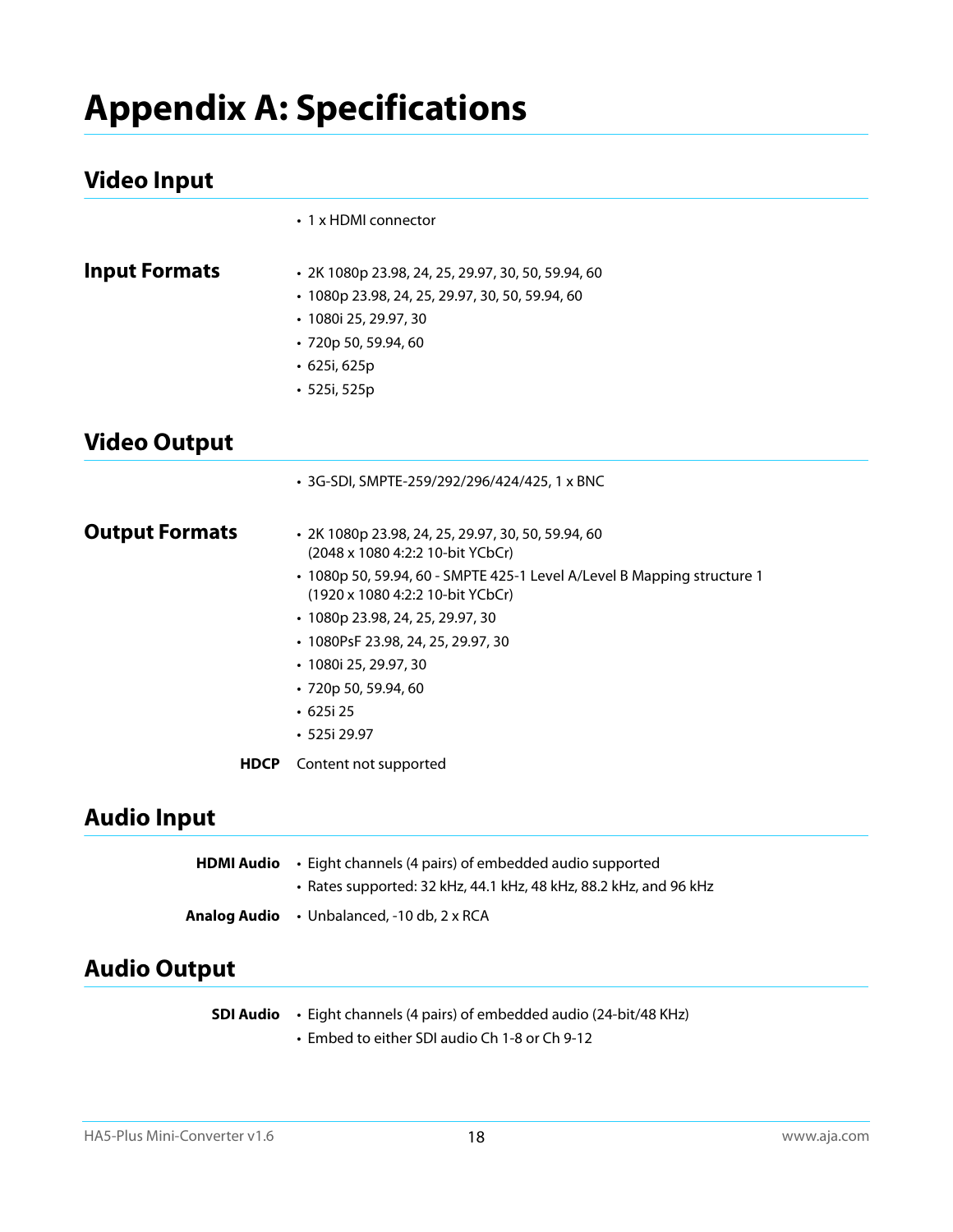# Appendix A: Specifications

## Video Input

- 1 x HDMI connector

### Input Formats

- 2K 1080p 23.98, 24, 25, 29.97, 30, 50, 59.94, 60
- 1080p 23.98, 24, 25, 29.97, 30, 50, 59.94, 60
- 1080i 25, 29.97, 30
- 720p 50, 59.94, 60
- 625i, 625p
- 525i, 525p

## Video Output

- 3G-SDI, SMPTE-259/292/296/424/425, 1 x BNC

### Output Formats

- 2K 1080p 23.98, 24, 25, 29.97, 30, 50, 59.94, 60
  (2048 x 1080 4:2:2 10-bit YCbCr)
- 1080p 50, 59.94, 60 - SMPTE 425-1 Level A/Level B Mapping structure 1
  (1920 x 1080 4:2:2 10-bit YCbCr)
- 1080p 23.98, 24, 25, 29.97, 30
- 1080PsF 23.98, 24, 25, 29.97, 30
- 1080i 25, 29.97, 30
- 720p 50, 59.94, 60
- 625i 25
- 525i 29.97

**HDCP** Content not supported

## Audio Input

**HDMI Audio**

- Eight channels (4 pairs) of embedded audio supported
- Rates supported: 32 kHz, 44.1 kHz, 48 kHz, 88.2 kHz, and 96 kHz

**Analog Audio**

- Unbalanced, -10 db, 2 x RCA

## Audio Output

**SDI Audio**

- Eight channels (4 pairs) of embedded audio (24-bit/48 KHz)
- Embed to either SDI audio Ch 1-8 or Ch 9-12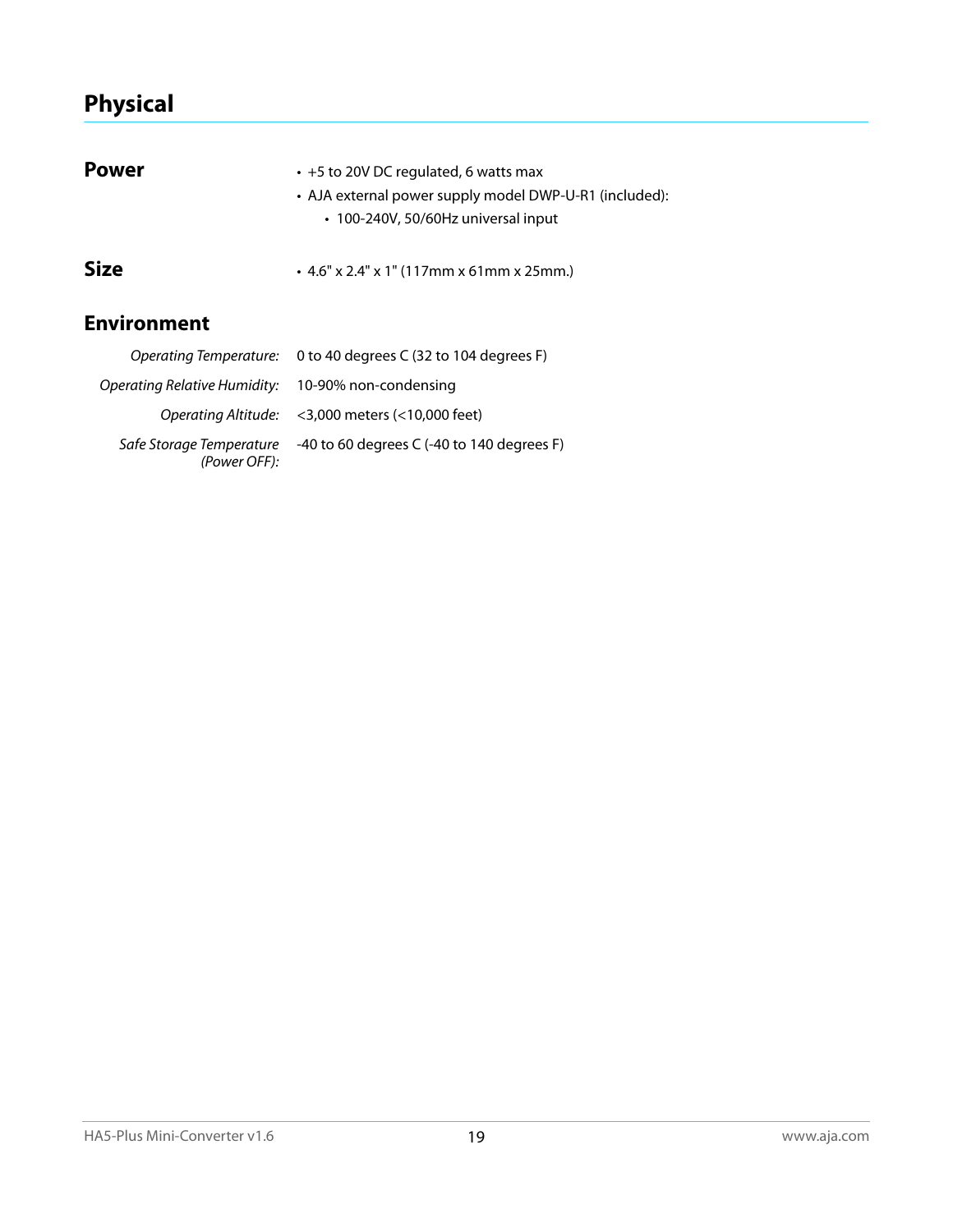# Physical

## Power

- +5 to 20V DC regulated, 6 watts max
- AJA external power supply model DWP-U-R1 (included):
  - 100-240V, 50/60Hz universal input

## Size

- 4.6" x 2.4" x 1" (117mm x 61mm x 25mm.)

## Environment

| | |
|---|---|
| *Operating Temperature:* | 0 to 40 degrees C (32 to 104 degrees F) |
| *Operating Relative Humidity:* | 10-90% non-condensing |
| *Operating Altitude:* | <3,000 meters (<10,000 feet) |
| *Safe Storage Temperature (Power OFF):* | -40 to 60 degrees C (-40 to 140 degrees F) |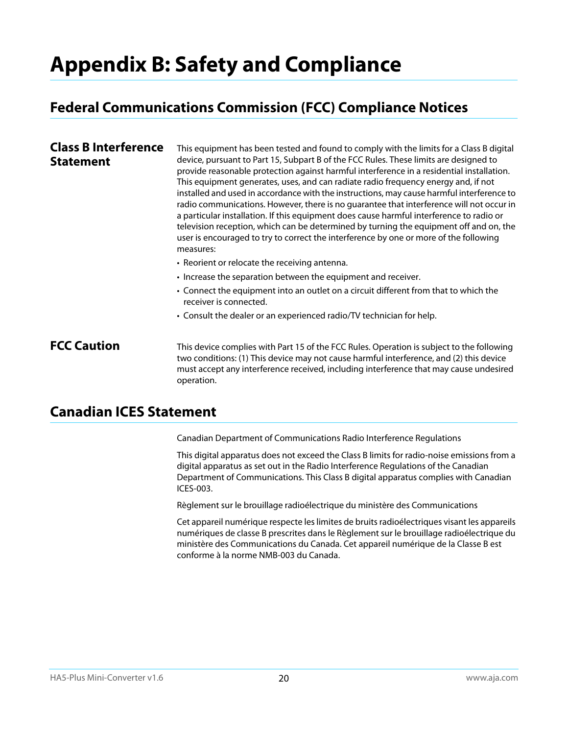# Appendix B: Safety and Compliance

## Federal Communications Commission (FCC) Compliance Notices

### Class B Interference Statement

This equipment has been tested and found to comply with the limits for a Class B digital device, pursuant to Part 15, Subpart B of the FCC Rules. These limits are designed to provide reasonable protection against harmful interference in a residential installation. This equipment generates, uses, and can radiate radio frequency energy and, if not installed and used in accordance with the instructions, may cause harmful interference to radio communications. However, there is no guarantee that interference will not occur in a particular installation. If this equipment does cause harmful interference to radio or television reception, which can be determined by turning the equipment off and on, the user is encouraged to try to correct the interference by one or more of the following measures:

- Reorient or relocate the receiving antenna.
- Increase the separation between the equipment and receiver.
- Connect the equipment into an outlet on a circuit different from that to which the receiver is connected.
- Consult the dealer or an experienced radio/TV technician for help.

### FCC Caution

This device complies with Part 15 of the FCC Rules. Operation is subject to the following two conditions: (1) This device may not cause harmful interference, and (2) this device must accept any interference received, including interference that may cause undesired operation.

## Canadian ICES Statement

Canadian Department of Communications Radio Interference Regulations

This digital apparatus does not exceed the Class B limits for radio-noise emissions from a digital apparatus as set out in the Radio Interference Regulations of the Canadian Department of Communications. This Class B digital apparatus complies with Canadian ICES-003.

Règlement sur le brouillage radioélectrique du ministère des Communications

Cet appareil numérique respecte les limites de bruits radioélectriques visant les appareils numériques de classe B prescrites dans le Règlement sur le brouillage radioélectrique du ministère des Communications du Canada. Cet appareil numérique de la Classe B est conforme à la norme NMB-003 du Canada.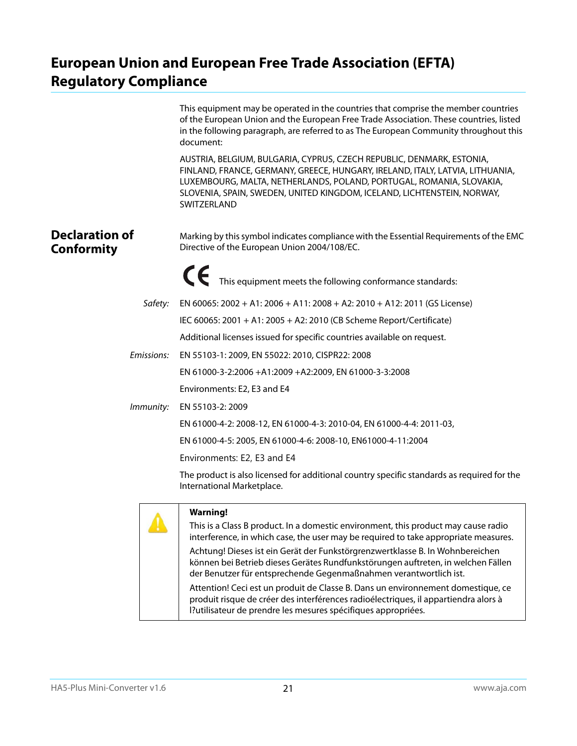# European Union and European Free Trade Association (EFTA) Regulatory Compliance

This equipment may be operated in the countries that comprise the member countries of the European Union and the European Free Trade Association. These countries, listed in the following paragraph, are referred to as The European Community throughout this document:

AUSTRIA, BELGIUM, BULGARIA, CYPRUS, CZECH REPUBLIC, DENMARK, ESTONIA, FINLAND, FRANCE, GERMANY, GREECE, HUNGARY, IRELAND, ITALY, LATVIA, LITHUANIA, LUXEMBOURG, MALTA, NETHERLANDS, POLAND, PORTUGAL, ROMANIA, SLOVAKIA, SLOVENIA, SPAIN, SWEDEN, UNITED KINGDOM, ICELAND, LICHTENSTEIN, NORWAY, SWITZERLAND

## Declaration of Conformity

Marking by this symbol indicates compliance with the Essential Requirements of the EMC Directive of the European Union 2004/108/EC.

CE This equipment meets the following conformance standards:

*Safety:* EN 60065: 2002 + A1: 2006 + A11: 2008 + A2: 2010 + A12: 2011 (GS License)

IEC 60065: 2001 + A1: 2005 + A2: 2010 (CB Scheme Report/Certificate)

Additional licenses issued for specific countries available on request.

*Emissions:* EN 55103-1: 2009, EN 55022: 2010, CISPR22: 2008

EN 61000-3-2:2006 +A1:2009 +A2:2009, EN 61000-3-3:2008

Environments: E2, E3 and E4

*Immunity:* EN 55103-2: 2009

EN 61000-4-2: 2008-12, EN 61000-4-3: 2010-04, EN 61000-4-4: 2011-03,

EN 61000-4-5: 2005, EN 61000-4-6: 2008-10, EN61000-4-11:2004

Environments: E2, E3 and E4

The product is also licensed for additional country specific standards as required for the International Marketplace.

**Warning!**

This is a Class B product. In a domestic environment, this product may cause radio interference, in which case, the user may be required to take appropriate measures.

Achtung! Dieses ist ein Gerät der Funkstörgrenzwertklasse B. In Wohnbereichen können bei Betrieb dieses Gerätes Rundfunkstörungen auftreten, in welchen Fällen der Benutzer für entsprechende Gegenmaßnahmen verantwortlich ist.

Attention! Ceci est un produit de Classe B. Dans un environnement domestique, ce produit risque de créer des interférences radioélectriques, il appartiendra alors à l?utilisateur de prendre les mesures spécifiques appropriées.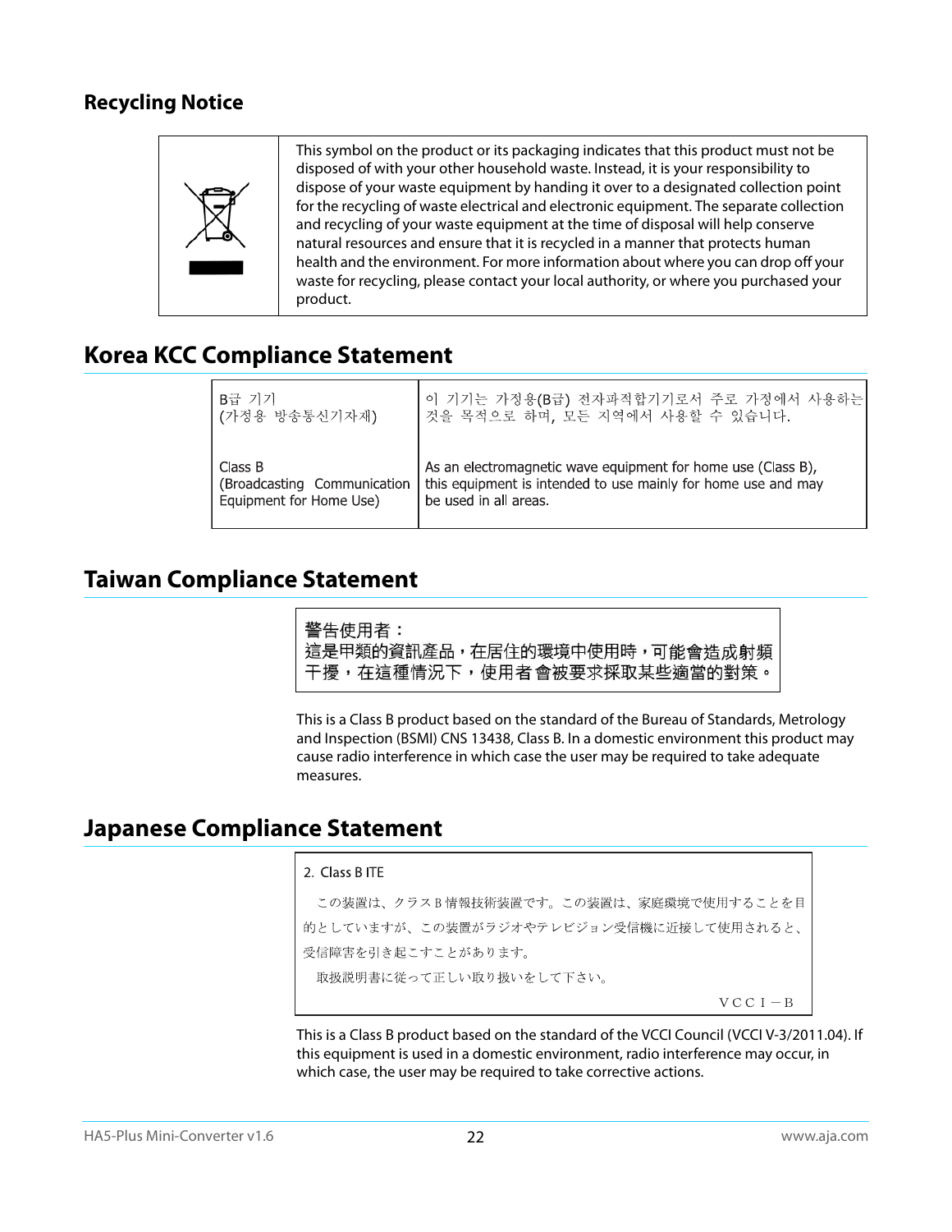## Recycling Notice

This symbol on the product or its packaging indicates that this product must not be disposed of with your other household waste. Instead, it is your responsibility to dispose of your waste equipment by handing it over to a designated collection point for the recycling of waste electrical and electronic equipment. The separate collection and recycling of your waste equipment at the time of disposal will help conserve natural resources and ensure that it is recycled in a manner that protects human health and the environment. For more information about where you can drop off your waste for recycling, please contact your local authority, or where you purchased your product.

## Korea KCC Compliance Statement

| | |
|---|---|
| B급 기기<br>(가정용 방송통신기자재) | 이 기기는 가정용(B급) 전자파적합기기로서 주로 가정에서 사용하는 것을 목적으로 하며, 모든 지역에서 사용할 수 있습니다. |
| Class B<br>(Broadcasting Communication Equipment for Home Use) | As an electromagnetic wave equipment for home use (Class B), this equipment is intended to use mainly for home use and may be used in all areas. |

## Taiwan Compliance Statement

警告使用者：
這是甲類的資訊產品，在居住的環境中使用時，可能會造成射頻干擾，在這種情況下，使用者會被要求採取某些適當的對策。

This is a Class B product based on the standard of the Bureau of Standards, Metrology and Inspection (BSMI) CNS 13438, Class B. In a domestic environment this product may cause radio interference in which case the user may be required to take adequate measures.

## Japanese Compliance Statement

2. Class B ITE

この装置は、クラスB情報技術装置です。この装置は、家庭環境で使用することを目的としていますが、この装置がラジオやテレビジョン受信機に近接して使用されると、受信障害を引き起こすことがあります。

取扱説明書に従って正しい取り扱いをして下さい。

ＶＣＣＩ－Ｂ

This is a Class B product based on the standard of the VCCI Council (VCCI V-3/2011.04). If this equipment is used in a domestic environment, radio interference may occur, in which case, the user may be required to take corrective actions.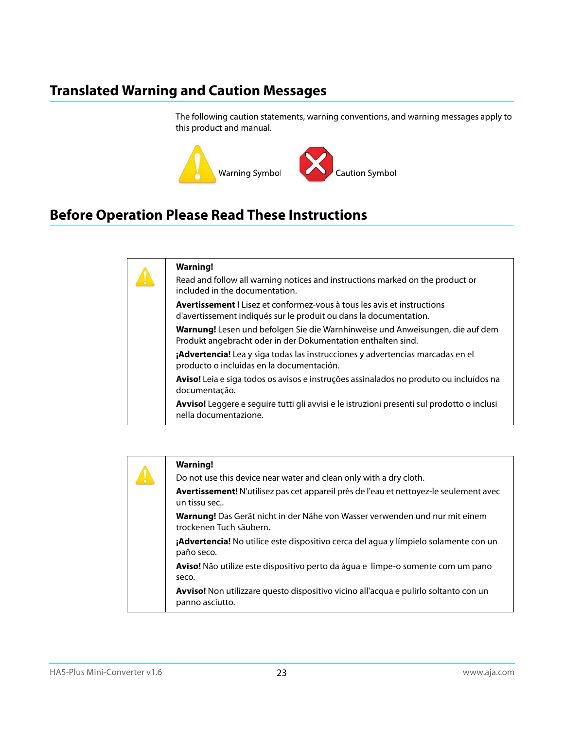# Translated Warning and Caution Messages

The following caution statements, warning conventions, and warning messages apply to this product and manual.

Warning Symbol    Caution Symbol

# Before Operation Please Read These Instructions

| | |
|---|---|
| | **Warning!**<br>Read and follow all warning notices and instructions marked on the product or included in the documentation.<br>**Avertissement !** Lisez et conformez-vous à tous les avis et instructions d'avertissement indiqués sur le produit ou dans la documentation.<br>**Warnung!** Lesen und befolgen Sie die Warnhinweise und Anweisungen, die auf dem Produkt angebracht oder in der Dokumentation enthalten sind.<br>**¡Advertencia!** Lea y siga todas las instrucciones y advertencias marcadas en el producto o incluidas en la documentación.<br>**Aviso!** Leia e siga todos os avisos e instruções assinalados no produto ou incluídos na documentação.<br>**Avviso!** Leggere e seguire tutti gli avvisi e le istruzioni presenti sul prodotto o inclusi nella documentazione. |

| | |
|---|---|
| | **Warning!**<br>Do not use this device near water and clean only with a dry cloth.<br>**Avertissement!** N'utilisez pas cet appareil près de l'eau et nettoyez-le seulement avec un tissu sec..<br>**Warnung!** Das Gerät nicht in der Nähe von Wasser verwenden und nur mit einem trockenen Tuch säubern.<br>**¡Advertencia!** No utilice este dispositivo cerca del agua y límpielo solamente con un paño seco.<br>**Aviso!** Não utilize este dispositivo perto da água e limpe-o somente com um pano seco.<br>**Avviso!** Non utilizzare questo dispositivo vicino all'acqua e pulirlo soltanto con un panno asciutto. |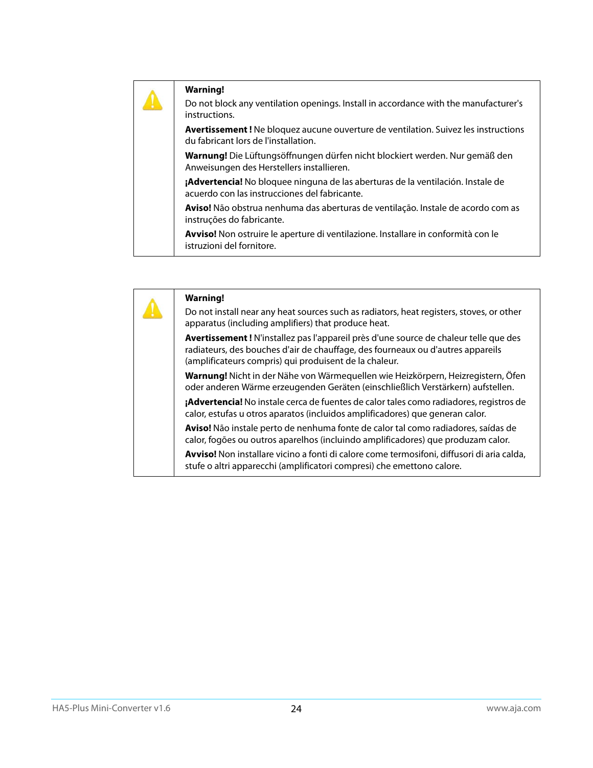**Warning!**

Do not block any ventilation openings. Install in accordance with the manufacturer's instructions.

**Avertissement !** Ne bloquez aucune ouverture de ventilation. Suivez les instructions du fabricant lors de l'installation.

**Warnung!** Die Lüftungsöffnungen dürfen nicht blockiert werden. Nur gemäß den Anweisungen des Herstellers installieren.

**¡Advertencia!** No bloquee ninguna de las aberturas de la ventilación. Instale de acuerdo con las instrucciones del fabricante.

**Aviso!** Não obstrua nenhuma das aberturas de ventilação. Instale de acordo com as instruções do fabricante.

**Avviso!** Non ostruire le aperture di ventilazione. Installare in conformità con le istruzioni del fornitore.

**Warning!**

Do not install near any heat sources such as radiators, heat registers, stoves, or other apparatus (including amplifiers) that produce heat.

**Avertissement !** N'installez pas l'appareil près d'une source de chaleur telle que des radiateurs, des bouches d'air de chauffage, des fourneaux ou d'autres appareils (amplificateurs compris) qui produisent de la chaleur.

**Warnung!** Nicht in der Nähe von Wärmequellen wie Heizkörpern, Heizregistern, Öfen oder anderen Wärme erzeugenden Geräten (einschließlich Verstärkern) aufstellen.

**¡Advertencia!** No instale cerca de fuentes de calor tales como radiadores, registros de calor, estufas u otros aparatos (incluidos amplificadores) que generan calor.

**Aviso!** Não instale perto de nenhuma fonte de calor tal como radiadores, saídas de calor, fogões ou outros aparelhos (incluindo amplificadores) que produzam calor.

**Avviso!** Non installare vicino a fonti di calore come termosifoni, diffusori di aria calda, stufe o altri apparecchi (amplificatori compresi) che emettono calore.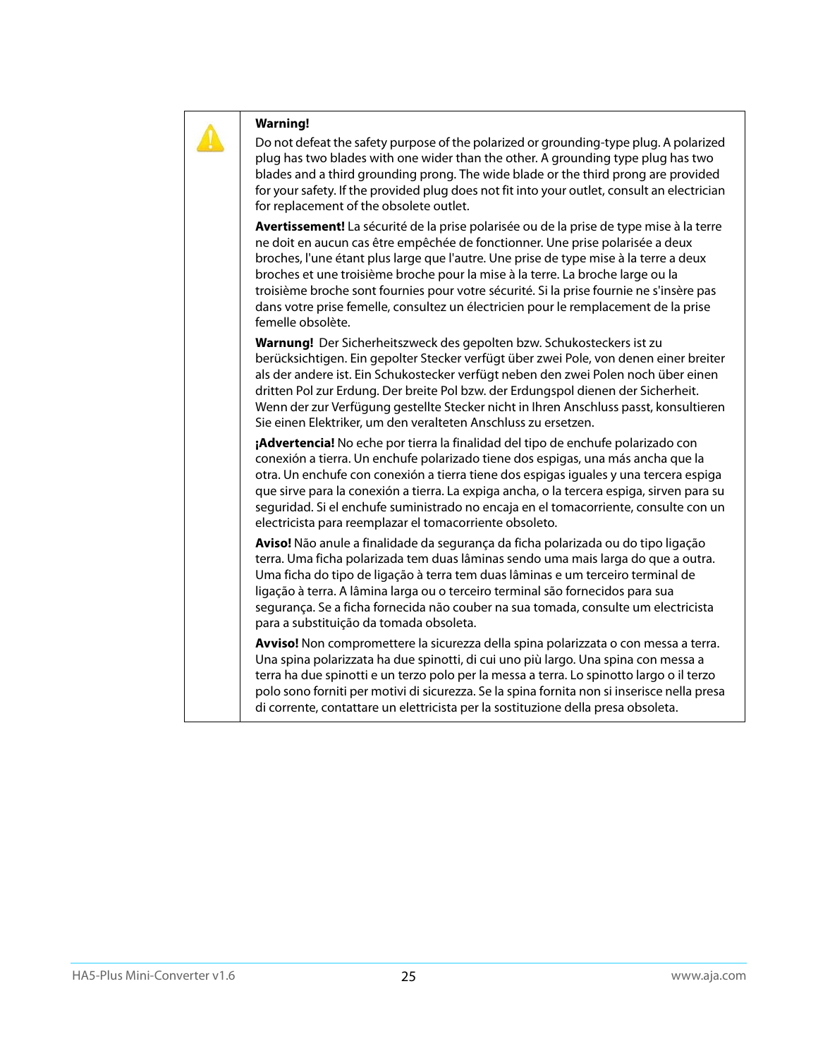**Warning!**

Do not defeat the safety purpose of the polarized or grounding-type plug. A polarized plug has two blades with one wider than the other. A grounding type plug has two blades and a third grounding prong. The wide blade or the third prong are provided for your safety. If the provided plug does not fit into your outlet, consult an electrician for replacement of the obsolete outlet.

**Avertissement!** La sécurité de la prise polarisée ou de la prise de type mise à la terre ne doit en aucun cas être empêchée de fonctionner. Une prise polarisée a deux broches, l'une étant plus large que l'autre. Une prise de type mise à la terre a deux broches et une troisième broche pour la mise à la terre. La broche large ou la troisième broche sont fournies pour votre sécurité. Si la prise fournie ne s'insère pas dans votre prise femelle, consultez un électricien pour le remplacement de la prise femelle obsolète.

**Warnung!** Der Sicherheitszweck des gepolten bzw. Schukosteckers ist zu berücksichtigen. Ein gepolter Stecker verfügt über zwei Pole, von denen einer breiter als der andere ist. Ein Schukostecker verfügt neben den zwei Polen noch über einen dritten Pol zur Erdung. Der breite Pol bzw. der Erdungspol dienen der Sicherheit. Wenn der zur Verfügung gestellte Stecker nicht in Ihren Anschluss passt, konsultieren Sie einen Elektriker, um den veralteten Anschluss zu ersetzen.

**¡Advertencia!** No eche por tierra la finalidad del tipo de enchufe polarizado con conexión a tierra. Un enchufe polarizado tiene dos espigas, una más ancha que la otra. Un enchufe con conexión a tierra tiene dos espigas iguales y una tercera espiga que sirve para la conexión a tierra. La expiga ancha, o la tercera espiga, sirven para su seguridad. Si el enchufe suministrado no encaja en el tomacorriente, consulte con un electricista para reemplazar el tomacorriente obsoleto.

**Aviso!** Não anule a finalidade da segurança da ficha polarizada ou do tipo ligação terra. Uma ficha polarizada tem duas lâminas sendo uma mais larga do que a outra. Uma ficha do tipo de ligação à terra tem duas lâminas e um terceiro terminal de ligação à terra. A lâmina larga ou o terceiro terminal são fornecidos para sua segurança. Se a ficha fornecida não couber na sua tomada, consulte um electricista para a substituição da tomada obsoleta.

**Avviso!** Non compromettere la sicurezza della spina polarizzata o con messa a terra. Una spina polarizzata ha due spinotti, di cui uno più largo. Una spina con messa a terra ha due spinotti e un terzo polo per la messa a terra. Lo spinotto largo o il terzo polo sono forniti per motivi di sicurezza. Se la spina fornita non si inserisce nella presa di corrente, contattare un elettricista per la sostituzione della presa obsoleta.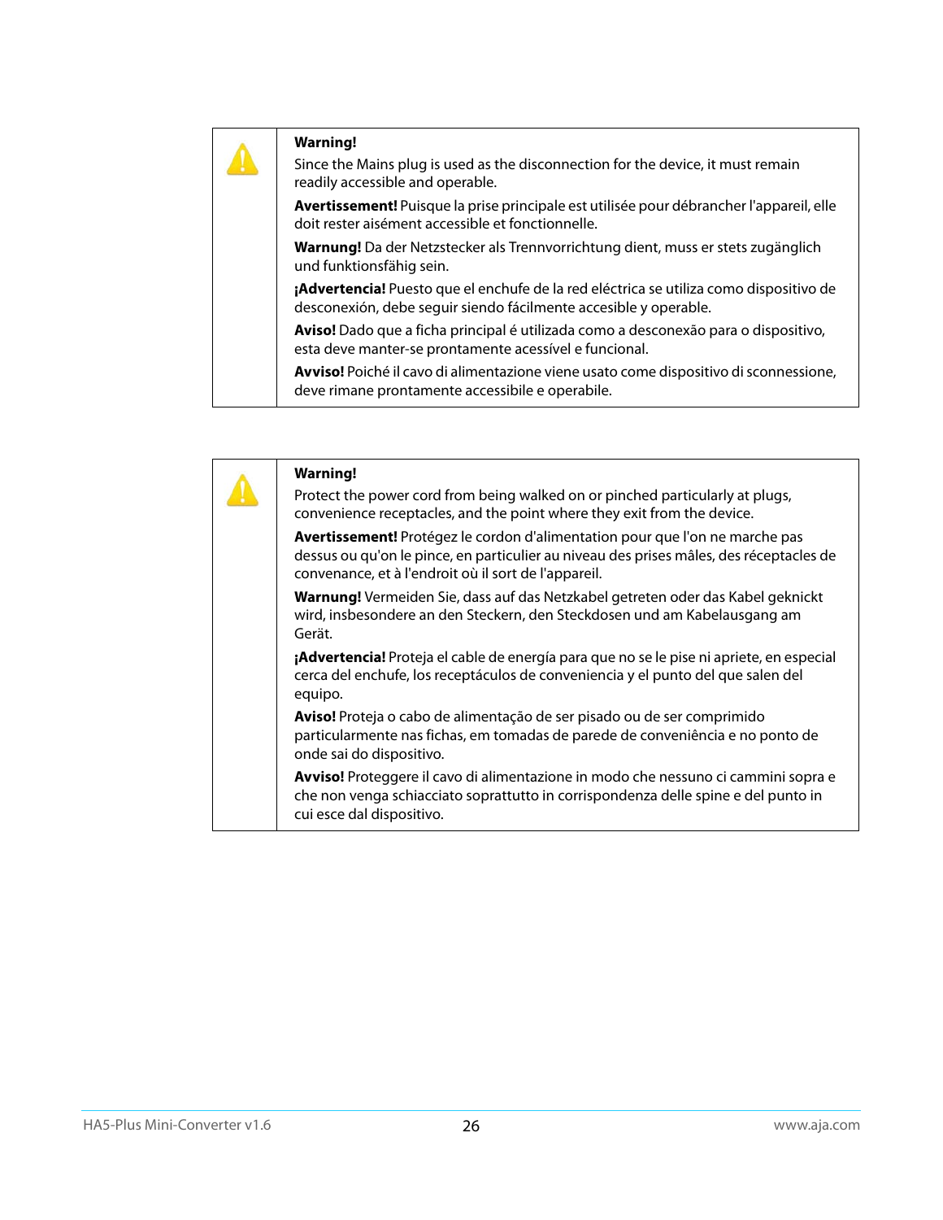**Warning!**

Since the Mains plug is used as the disconnection for the device, it must remain readily accessible and operable.

**Avertissement!** Puisque la prise principale est utilisée pour débrancher l'appareil, elle doit rester aisément accessible et fonctionnelle.

**Warnung!** Da der Netzstecker als Trennvorrichtung dient, muss er stets zugänglich und funktionsfähig sein.

**¡Advertencia!** Puesto que el enchufe de la red eléctrica se utiliza como dispositivo de desconexión, debe seguir siendo fácilmente accesible y operable.

**Aviso!** Dado que a ficha principal é utilizada como a desconexão para o dispositivo, esta deve manter-se prontamente acessível e funcional.

**Avviso!** Poiché il cavo di alimentazione viene usato come dispositivo di sconnessione, deve rimane prontamente accessibile e operabile.

**Warning!**

Protect the power cord from being walked on or pinched particularly at plugs, convenience receptacles, and the point where they exit from the device.

**Avertissement!** Protégez le cordon d'alimentation pour que l'on ne marche pas dessus ou qu'on le pince, en particulier au niveau des prises mâles, des réceptacles de convenance, et à l'endroit où il sort de l'appareil.

**Warnung!** Vermeiden Sie, dass auf das Netzkabel getreten oder das Kabel geknickt wird, insbesondere an den Steckern, den Steckdosen und am Kabelausgang am Gerät.

**¡Advertencia!** Proteja el cable de energía para que no se le pise ni apriete, en especial cerca del enchufe, los receptáculos de conveniencia y el punto del que salen del equipo.

**Aviso!** Proteja o cabo de alimentação de ser pisado ou de ser comprimido particularmente nas fichas, em tomadas de parede de conveniência e no ponto de onde sai do dispositivo.

**Avviso!** Proteggere il cavo di alimentazione in modo che nessuno ci cammini sopra e che non venga schiacciato soprattutto in corrispondenza delle spine e del punto in cui esce dal dispositivo.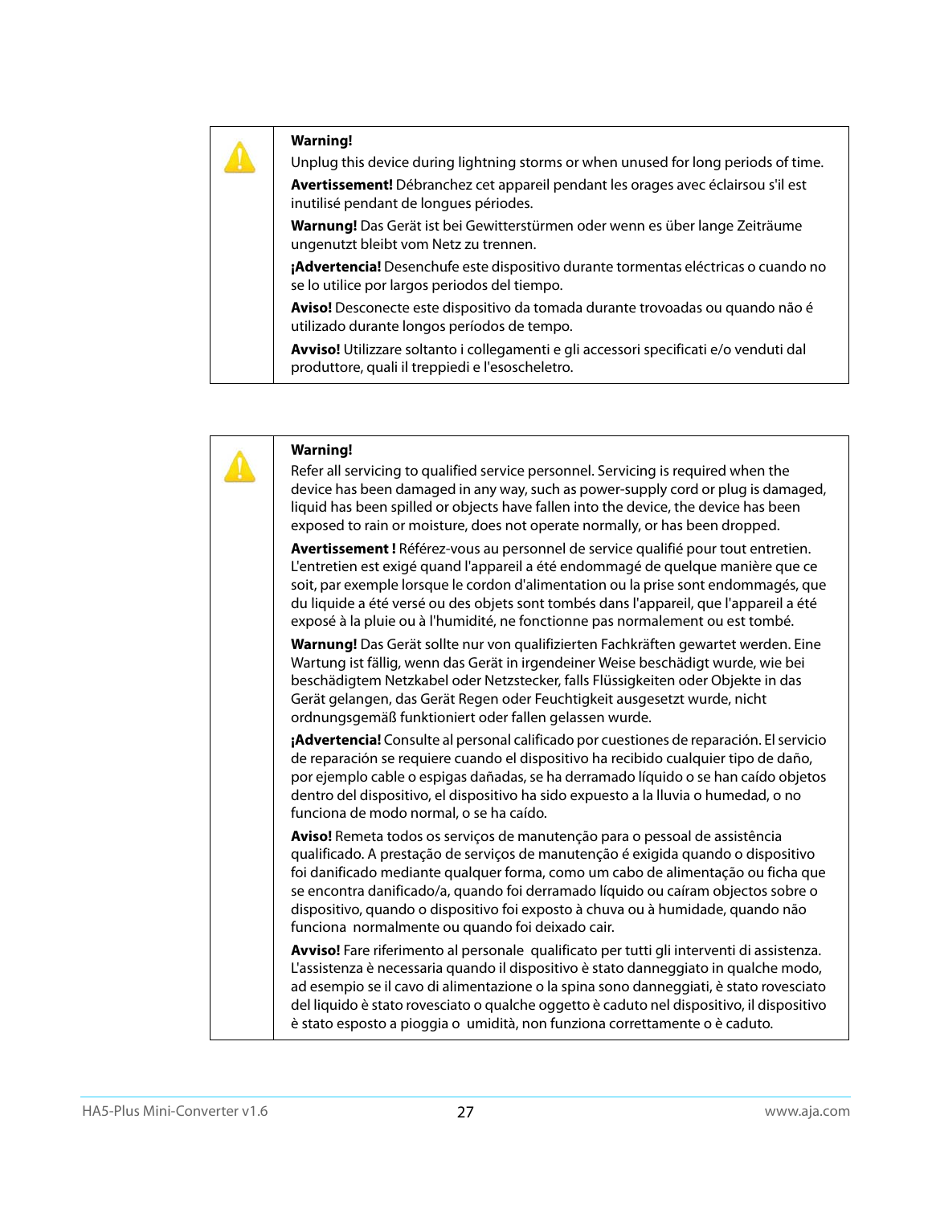**Warning!**

Unplug this device during lightning storms or when unused for long periods of time.

**Avertissement!** Débranchez cet appareil pendant les orages avec éclairsou s'il est inutilisé pendant de longues périodes.

**Warnung!** Das Gerät ist bei Gewitterstürmen oder wenn es über lange Zeiträume ungenutzt bleibt vom Netz zu trennen.

**¡Advertencia!** Desenchufe este dispositivo durante tormentas eléctricas o cuando no se lo utilice por largos periodos del tiempo.

**Aviso!** Desconecte este dispositivo da tomada durante trovoadas ou quando não é utilizado durante longos períodos de tempo.

**Avviso!** Utilizzare soltanto i collegamenti e gli accessori specificati e/o venduti dal produttore, quali il treppiedi e l'esoscheletro.

---

**Warning!**

Refer all servicing to qualified service personnel. Servicing is required when the device has been damaged in any way, such as power-supply cord or plug is damaged, liquid has been spilled or objects have fallen into the device, the device has been exposed to rain or moisture, does not operate normally, or has been dropped.

**Avertissement !** Référez-vous au personnel de service qualifié pour tout entretien. L'entretien est exigé quand l'appareil a été endommagé de quelque manière que ce soit, par exemple lorsque le cordon d'alimentation ou la prise sont endommagés, que du liquide a été versé ou des objets sont tombés dans l'appareil, que l'appareil a été exposé à la pluie ou à l'humidité, ne fonctionne pas normalement ou est tombé.

**Warnung!** Das Gerät sollte nur von qualifizierten Fachkräften gewartet werden. Eine Wartung ist fällig, wenn das Gerät in irgendeiner Weise beschädigt wurde, wie bei beschädigtem Netzkabel oder Netzstecker, falls Flüssigkeiten oder Objekte in das Gerät gelangen, das Gerät Regen oder Feuchtigkeit ausgesetzt wurde, nicht ordnungsgemäß funktioniert oder fallen gelassen wurde.

**¡Advertencia!** Consulte al personal calificado por cuestiones de reparación. El servicio de reparación se requiere cuando el dispositivo ha recibido cualquier tipo de daño, por ejemplo cable o espigas dañadas, se ha derramado líquido o se han caído objetos dentro del dispositivo, el dispositivo ha sido expuesto a la lluvia o humedad, o no funciona de modo normal, o se ha caído.

**Aviso!** Remeta todos os serviços de manutenção para o pessoal de assistência qualificado. A prestação de serviços de manutenção é exigida quando o dispositivo foi danificado mediante qualquer forma, como um cabo de alimentação ou ficha que se encontra danificado/a, quando foi derramado líquido ou caíram objectos sobre o dispositivo, quando o dispositivo foi exposto à chuva ou à humidade, quando não funciona normalmente ou quando foi deixado cair.

**Avviso!** Fare riferimento al personale qualificato per tutti gli interventi di assistenza. L'assistenza è necessaria quando il dispositivo è stato danneggiato in qualche modo, ad esempio se il cavo di alimentazione o la spina sono danneggiati, è stato rovesciato del liquido è stato rovesciato o qualche oggetto è caduto nel dispositivo, il dispositivo è stato esposto a pioggia o umidità, non funziona correttamente o è caduto.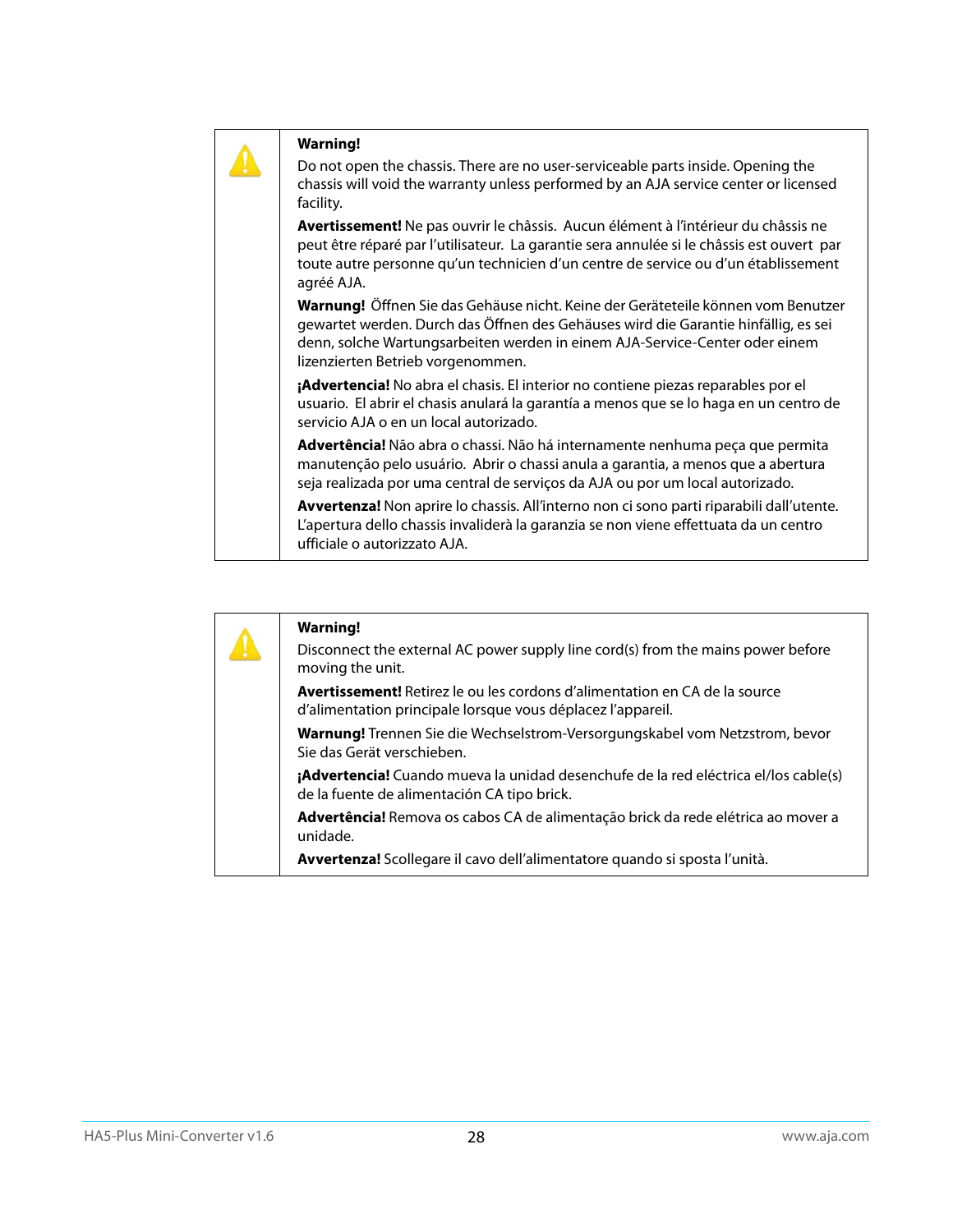**Warning!**

Do not open the chassis. There are no user-serviceable parts inside. Opening the chassis will void the warranty unless performed by an AJA service center or licensed facility.

**Avertissement!** Ne pas ouvrir le châssis. Aucun élément à l'intérieur du châssis ne peut être réparé par l'utilisateur. La garantie sera annulée si le châssis est ouvert par toute autre personne qu'un technicien d'un centre de service ou d'un établissement agréé AJA.

**Warnung!** Öffnen Sie das Gehäuse nicht. Keine der Geräteteile können vom Benutzer gewartet werden. Durch das Öffnen des Gehäuses wird die Garantie hinfällig, es sei denn, solche Wartungsarbeiten werden in einem AJA-Service-Center oder einem lizenzierten Betrieb vorgenommen.

**¡Advertencia!** No abra el chasis. El interior no contiene piezas reparables por el usuario. El abrir el chasis anulará la garantía a menos que se lo haga en un centro de servicio AJA o en un local autorizado.

**Advertência!** Não abra o chassi. Não há internamente nenhuma peça que permita manutenção pelo usuário. Abrir o chassi anula a garantia, a menos que a abertura seja realizada por uma central de serviços da AJA ou por um local autorizado.

**Avvertenza!** Non aprire lo chassis. All'interno non ci sono parti riparabili dall'utente. L'apertura dello chassis invaliderà la garanzia se non viene effettuata da un centro ufficiale o autorizzato AJA.

**Warning!**

Disconnect the external AC power supply line cord(s) from the mains power before moving the unit.

**Avertissement!** Retirez le ou les cordons d'alimentation en CA de la source d'alimentation principale lorsque vous déplacez l'appareil.

**Warnung!** Trennen Sie die Wechselstrom-Versorgungskabel vom Netzstrom, bevor Sie das Gerät verschieben.

**¡Advertencia!** Cuando mueva la unidad desenchufe de la red eléctrica el/los cable(s) de la fuente de alimentación CA tipo brick.

**Advertência!** Remova os cabos CA de alimentação brick da rede elétrica ao mover a unidade.

**Avvertenza!** Scollegare il cavo dell'alimentatore quando si sposta l'unità.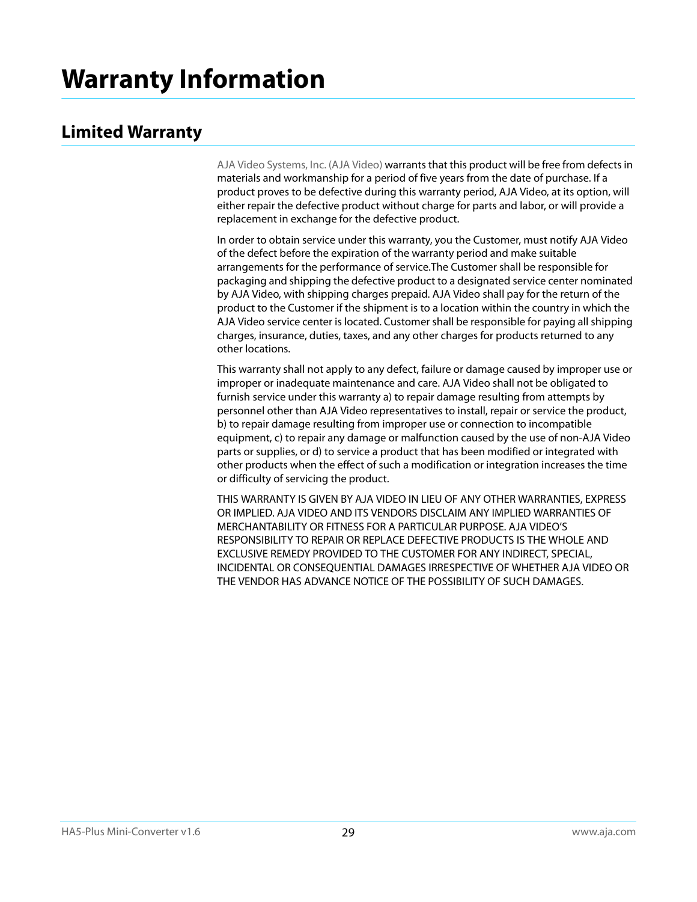# Warranty Information

## Limited Warranty

AJA Video Systems, Inc. (AJA Video) warrants that this product will be free from defects in materials and workmanship for a period of five years from the date of purchase. If a product proves to be defective during this warranty period, AJA Video, at its option, will either repair the defective product without charge for parts and labor, or will provide a replacement in exchange for the defective product.

In order to obtain service under this warranty, you the Customer, must notify AJA Video of the defect before the expiration of the warranty period and make suitable arrangements for the performance of service.The Customer shall be responsible for packaging and shipping the defective product to a designated service center nominated by AJA Video, with shipping charges prepaid. AJA Video shall pay for the return of the product to the Customer if the shipment is to a location within the country in which the AJA Video service center is located. Customer shall be responsible for paying all shipping charges, insurance, duties, taxes, and any other charges for products returned to any other locations.

This warranty shall not apply to any defect, failure or damage caused by improper use or improper or inadequate maintenance and care. AJA Video shall not be obligated to furnish service under this warranty a) to repair damage resulting from attempts by personnel other than AJA Video representatives to install, repair or service the product, b) to repair damage resulting from improper use or connection to incompatible equipment, c) to repair any damage or malfunction caused by the use of non-AJA Video parts or supplies, or d) to service a product that has been modified or integrated with other products when the effect of such a modification or integration increases the time or difficulty of servicing the product.

THIS WARRANTY IS GIVEN BY AJA VIDEO IN LIEU OF ANY OTHER WARRANTIES, EXPRESS OR IMPLIED. AJA VIDEO AND ITS VENDORS DISCLAIM ANY IMPLIED WARRANTIES OF MERCHANTABILITY OR FITNESS FOR A PARTICULAR PURPOSE. AJA VIDEO'S RESPONSIBILITY TO REPAIR OR REPLACE DEFECTIVE PRODUCTS IS THE WHOLE AND EXCLUSIVE REMEDY PROVIDED TO THE CUSTOMER FOR ANY INDIRECT, SPECIAL, INCIDENTAL OR CONSEQUENTIAL DAMAGES IRRESPECTIVE OF WHETHER AJA VIDEO OR THE VENDOR HAS ADVANCE NOTICE OF THE POSSIBILITY OF SUCH DAMAGES.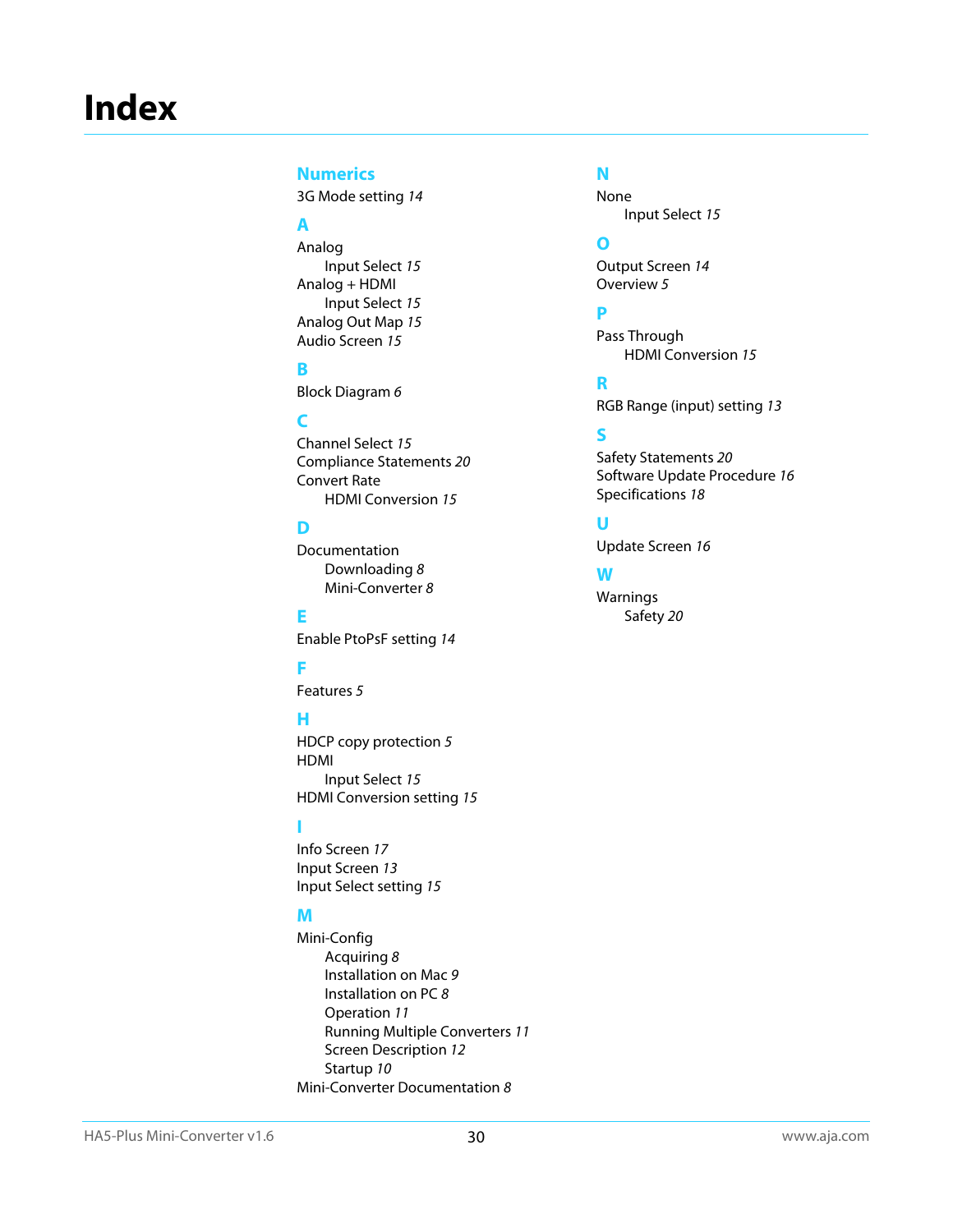# Index

## Numerics

3G Mode setting *14*

## A

Analog
- Input Select *15*

Analog + HDMI
- Input Select *15*

Analog Out Map *15*
Audio Screen *15*

## B

Block Diagram *6*

## C

Channel Select *15*
Compliance Statements *20*
Convert Rate
- HDMI Conversion *15*

## D

Documentation
- Downloading *8*
- Mini-Converter *8*

## E

Enable PtoPsF setting *14*

## F

Features *5*

## H

HDCP copy protection *5*
HDMI
- Input Select *15*

HDMI Conversion setting *15*

## I

Info Screen *17*
Input Screen *13*
Input Select setting *15*

## M

Mini-Config
- Acquiring *8*
- Installation on Mac *9*
- Installation on PC *8*
- Operation *11*
- Running Multiple Converters *11*
- Screen Description *12*
- Startup *10*

Mini-Converter Documentation *8*

## N

None
- Input Select *15*

## O

Output Screen *14*
Overview *5*

## P

Pass Through
- HDMI Conversion *15*

## R

RGB Range (input) setting *13*

## S

Safety Statements *20*
Software Update Procedure *16*
Specifications *18*

## U

Update Screen *16*

## W

Warnings
- Safety *20*